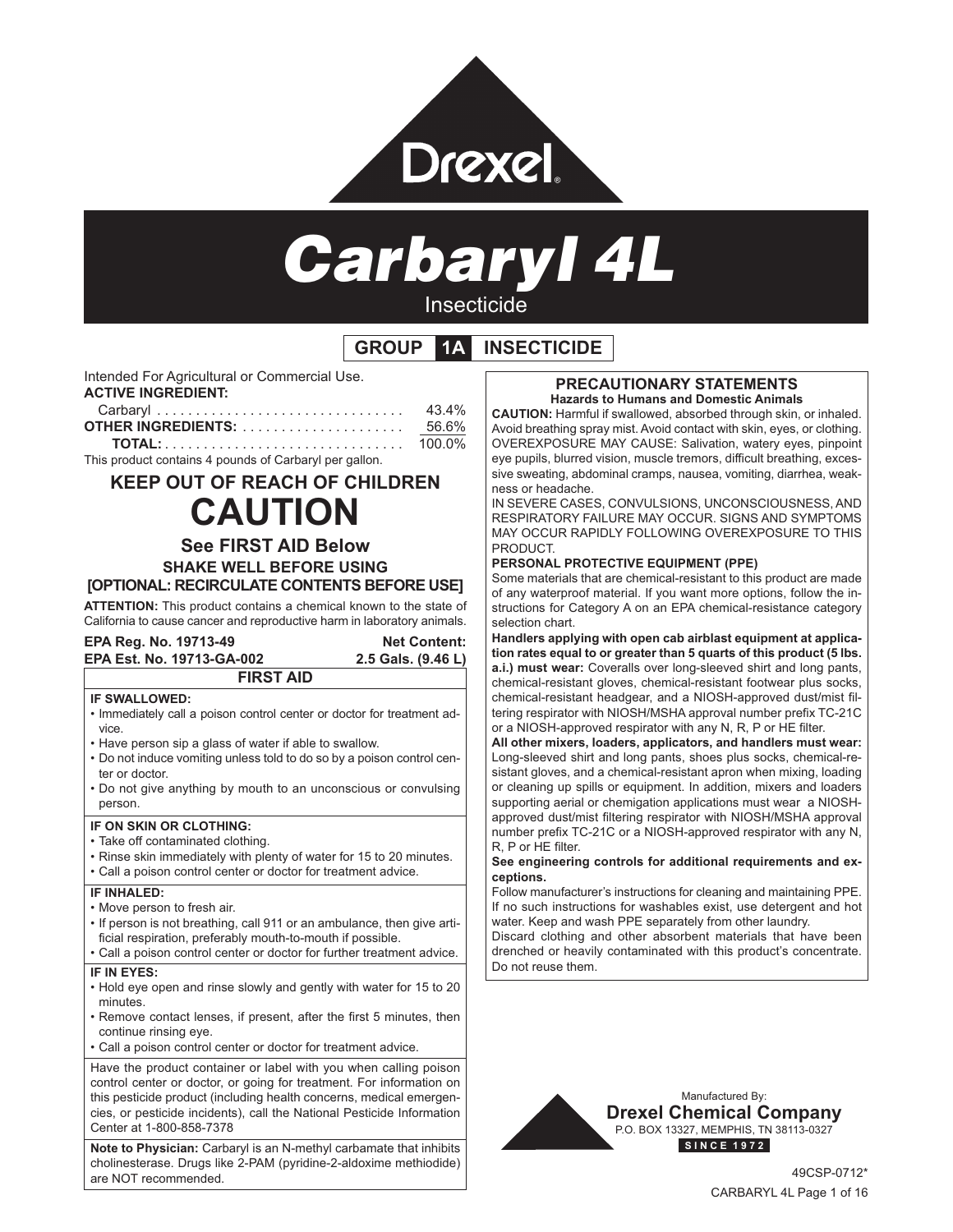Drexel

# Carbaryl 4L

Insecticide

**GROUP 1A INSECTICIDE**

Intended For Agricultural or Commercial Use.

**ACTIVE INGREDIENT:**

| | |
|---|---|
| Carbaryl | 43.4% |
| **OTHER INGREDIENTS:** | 56.6% |
| **TOTAL:** | 100.0% |

This product contains 4 pounds of Carbaryl per gallon.

## KEEP OUT OF REACH OF CHILDREN

# CAUTION

### See FIRST AID Below

**SHAKE WELL BEFORE USING**

**[OPTIONAL: RECIRCULATE CONTENTS BEFORE USE]**

**ATTENTION:** This product contains a chemical known to the state of California to cause cancer and reproductive harm in laboratory animals.

**EPA Reg. No. 19713-49**
**EPA Est. No. 19713-GA-002**

**Net Content:**
**2.5 Gals. (9.46 L)**

### FIRST AID

**IF SWALLOWED:**
- Immediately call a poison control center or doctor for treatment advice.
- Have person sip a glass of water if able to swallow.
- Do not induce vomiting unless told to do so by a poison control center or doctor.
- Do not give anything by mouth to an unconscious or convulsing person.

**IF ON SKIN OR CLOTHING:**
- Take off contaminated clothing.
- Rinse skin immediately with plenty of water for 15 to 20 minutes.
- Call a poison control center or doctor for treatment advice.

**IF INHALED:**
- Move person to fresh air.
- If person is not breathing, call 911 or an ambulance, then give artificial respiration, preferably mouth-to-mouth if possible.
- Call a poison control center or doctor for further treatment advice.

**IF IN EYES:**
- Hold eye open and rinse slowly and gently with water for 15 to 20 minutes.
- Remove contact lenses, if present, after the first 5 minutes, then continue rinsing eye.
- Call a poison control center or doctor for treatment advice.

Have the product container or label with you when calling poison control center or doctor, or going for treatment. For information on this pesticide product (including health concerns, medical emergencies, or pesticide incidents), call the National Pesticide Information Center at 1-800-858-7378

**Note to Physician:** Carbaryl is an N-methyl carbamate that inhibits cholinesterase. Drugs like 2-PAM (pyridine-2-aldoxime methiodide) are NOT recommended.

### PRECAUTIONARY STATEMENTS

**Hazards to Humans and Domestic Animals**

**CAUTION:** Harmful if swallowed, absorbed through skin, or inhaled. Avoid breathing spray mist. Avoid contact with skin, eyes, or clothing. OVEREXPOSURE MAY CAUSE: Salivation, watery eyes, pinpoint eye pupils, blurred vision, muscle tremors, difficult breathing, excessive sweating, abdominal cramps, nausea, vomiting, diarrhea, weakness or headache.

IN SEVERE CASES, CONVULSIONS, UNCONSCIOUSNESS, AND RESPIRATORY FAILURE MAY OCCUR. SIGNS AND SYMPTOMS MAY OCCUR RAPIDLY FOLLOWING OVEREXPOSURE TO THIS PRODUCT.

**PERSONAL PROTECTIVE EQUIPMENT (PPE)**

Some materials that are chemical-resistant to this product are made of any waterproof material. If you want more options, follow the instructions for Category A on an EPA chemical-resistance category selection chart.

**Handlers applying with open cab airblast equipment at application rates equal to or greater than 5 quarts of this product (5 lbs. a.i.) must wear:** Coveralls over long-sleeved shirt and long pants, chemical-resistant gloves, chemical-resistant footwear plus socks, chemical-resistant headgear, and a NIOSH-approved dust/mist filtering respirator with NIOSH/MSHA approval number prefix TC-21C or a NIOSH-approved respirator with any N, R, P or HE filter.

**All other mixers, loaders, applicators, and handlers must wear:** Long-sleeved shirt and long pants, shoes plus socks, chemical-resistant gloves, and a chemical-resistant apron when mixing, loading or cleaning up spills or equipment. In addition, mixers and loaders supporting aerial or chemigation applications must wear a NIOSH-approved dust/mist filtering respirator with NIOSH/MSHA approval number prefix TC-21C or a NIOSH-approved respirator with any N, R, P or HE filter.

**See engineering controls for additional requirements and exceptions.**

Follow manufacturer's instructions for cleaning and maintaining PPE. If no such instructions for washables exist, use detergent and hot water. Keep and wash PPE separately from other laundry.

Discard clothing and other absorbent materials that have been drenched or heavily contaminated with this product's concentrate. Do not reuse them.

Manufactured By:
**Drexel Chemical Company**
P.O. BOX 13327, MEMPHIS, TN 38113-0327
**SINCE 1972**

49CSP-0712*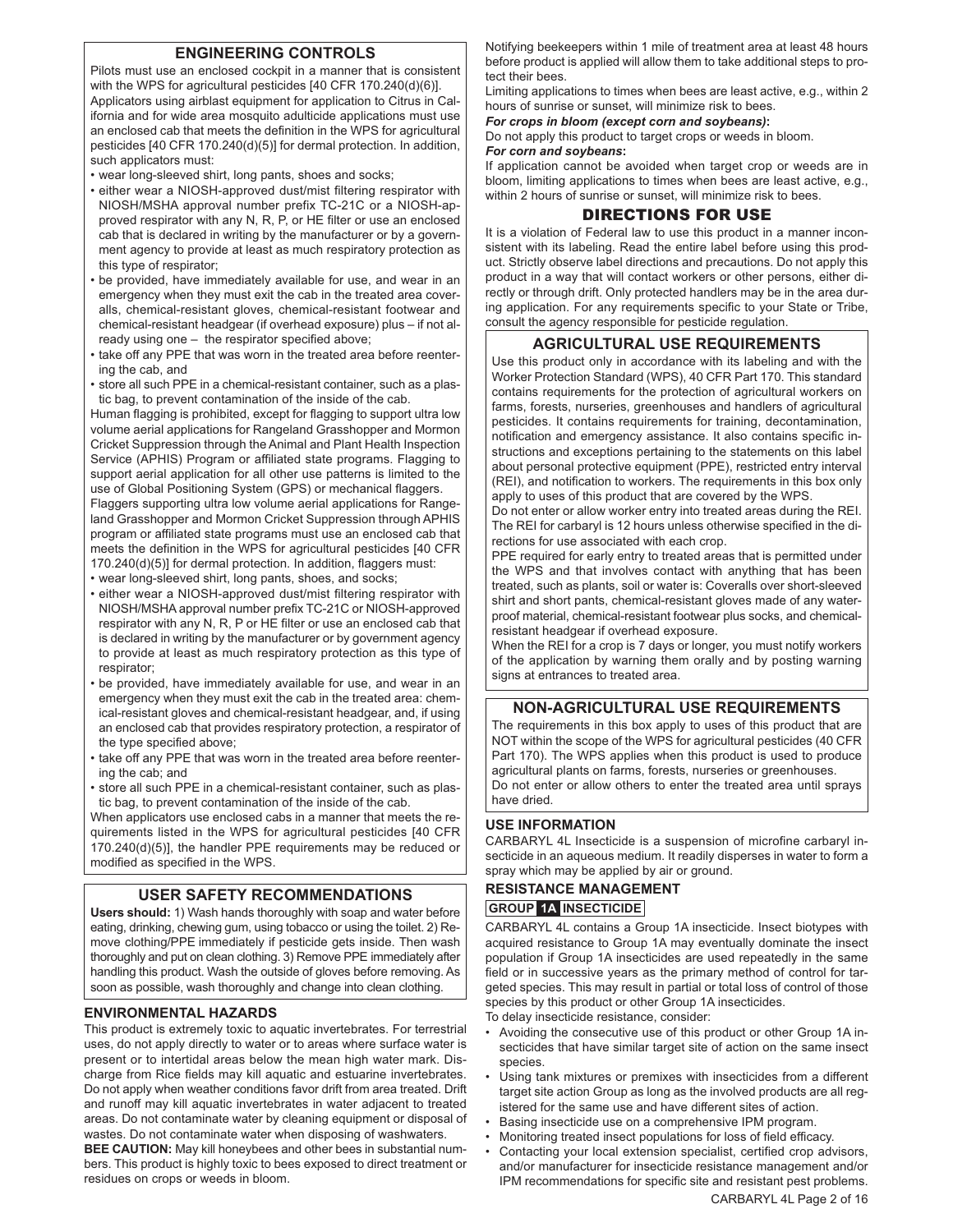## ENGINEERING CONTROLS

Pilots must use an enclosed cockpit in a manner that is consistent with the WPS for agricultural pesticides [40 CFR 170.240(d)(6)].

Applicators using airblast equipment for application to Citrus in California and for wide area mosquito adulticide applications must use an enclosed cab that meets the definition in the WPS for agricultural pesticides [40 CFR 170.240(d)(5)] for dermal protection. In addition, such applicators must:

- wear long-sleeved shirt, long pants, shoes and socks;
- either wear a NIOSH-approved dust/mist filtering respirator with NIOSH/MSHA approval number prefix TC-21C or a NIOSH-approved respirator with any N, R, P, or HE filter or use an enclosed cab that is declared in writing by the manufacturer or by a government agency to provide at least as much respiratory protection as this type of respirator;
- be provided, have immediately available for use, and wear in an emergency when they must exit the cab in the treated area coveralls, chemical-resistant gloves, chemical-resistant footwear and chemical-resistant headgear (if overhead exposure) plus – if not already using one – the respirator specified above;
- take off any PPE that was worn in the treated area before reentering the cab, and
- store all such PPE in a chemical-resistant container, such as a plastic bag, to prevent contamination of the inside of the cab.

Human flagging is prohibited, except for flagging to support ultra low volume aerial applications for Rangeland Grasshopper and Mormon Cricket Suppression through the Animal and Plant Health Inspection Service (APHIS) Program or affiliated state programs. Flagging to support aerial application for all other use patterns is limited to the use of Global Positioning System (GPS) or mechanical flaggers.

Flaggers supporting ultra low volume aerial applications for Rangeland Grasshopper and Mormon Cricket Suppression through APHIS program or affiliated state programs must use an enclosed cab that meets the definition in the WPS for agricultural pesticides [40 CFR 170.240(d)(5)] for dermal protection. In addition, flaggers must:

- wear long-sleeved shirt, long pants, shoes, and socks;
- either wear a NIOSH-approved dust/mist filtering respirator with NIOSH/MSHA approval number prefix TC-21C or NIOSH-approved respirator with any N, R, P or HE filter or use an enclosed cab that is declared in writing by the manufacturer or by government agency to provide at least as much respiratory protection as this type of respirator;
- be provided, have immediately available for use, and wear in an emergency when they must exit the cab in the treated area: chemical-resistant gloves and chemical-resistant headgear, and, if using an enclosed cab that provides respiratory protection, a respirator of the type specified above;
- take off any PPE that was worn in the treated area before reentering the cab; and
- store all such PPE in a chemical-resistant container, such as plastic bag, to prevent contamination of the inside of the cab.

When applicators use enclosed cabs in a manner that meets the requirements listed in the WPS for agricultural pesticides [40 CFR 170.240(d)(5)], the handler PPE requirements may be reduced or modified as specified in the WPS.

## USER SAFETY RECOMMENDATIONS

**Users should:** 1) Wash hands thoroughly with soap and water before eating, drinking, chewing gum, using tobacco or using the toilet. 2) Remove clothing/PPE immediately if pesticide gets inside. Then wash thoroughly and put on clean clothing. 3) Remove PPE immediately after handling this product. Wash the outside of gloves before removing. As soon as possible, wash thoroughly and change into clean clothing.

### ENVIRONMENTAL HAZARDS

This product is extremely toxic to aquatic invertebrates. For terrestrial uses, do not apply directly to water or to areas where surface water is present or to intertidal areas below the mean high water mark. Discharge from Rice fields may kill aquatic and estuarine invertebrates. Do not apply when weather conditions favor drift from area treated. Drift and runoff may kill aquatic invertebrates in water adjacent to treated areas. Do not contaminate water by cleaning equipment or disposal of wastes. Do not contaminate water when disposing of washwaters.

**BEE CAUTION:** May kill honeybees and other bees in substantial numbers. This product is highly toxic to bees exposed to direct treatment or residues on crops or weeds in bloom.

Notifying beekeepers within 1 mile of treatment area at least 48 hours before product is applied will allow them to take additional steps to protect their bees.

Limiting applications to times when bees are least active, e.g., within 2 hours of sunrise or sunset, will minimize risk to bees.

***For crops in bloom (except corn and soybeans)*:**

Do not apply this product to target crops or weeds in bloom.

***For corn and soybeans*:**

If application cannot be avoided when target crop or weeds are in bloom, limiting applications to times when bees are least active, e.g., within 2 hours of sunrise or sunset, will minimize risk to bees.

## DIRECTIONS FOR USE

It is a violation of Federal law to use this product in a manner inconsistent with its labeling. Read the entire label before using this product. Strictly observe label directions and precautions. Do not apply this product in a way that will contact workers or other persons, either directly or through drift. Only protected handlers may be in the area during application. For any requirements specific to your State or Tribe, consult the agency responsible for pesticide regulation.

## AGRICULTURAL USE REQUIREMENTS

Use this product only in accordance with its labeling and with the Worker Protection Standard (WPS), 40 CFR Part 170. This standard contains requirements for the protection of agricultural workers on farms, forests, nurseries, greenhouses and handlers of agricultural pesticides. It contains requirements for training, decontamination, notification and emergency assistance. It also contains specific instructions and exceptions pertaining to the statements on this label about personal protective equipment (PPE), restricted entry interval (REI), and notification to workers. The requirements in this box only apply to uses of this product that are covered by the WPS.

Do not enter or allow worker entry into treated areas during the REI. The REI for carbaryl is 12 hours unless otherwise specified in the directions for use associated with each crop.

PPE required for early entry to treated areas that is permitted under the WPS and that involves contact with anything that has been treated, such as plants, soil or water is: Coveralls over short-sleeved shirt and short pants, chemical-resistant gloves made of any waterproof material, chemical-resistant footwear plus socks, and chemical-resistant headgear if overhead exposure.

When the REI for a crop is 7 days or longer, you must notify workers of the application by warning them orally and by posting warning signs at entrances to treated area.

## NON-AGRICULTURAL USE REQUIREMENTS

The requirements in this box apply to uses of this product that are NOT within the scope of the WPS for agricultural pesticides (40 CFR Part 170). The WPS applies when this product is used to produce agricultural plants on farms, forests, nurseries or greenhouses.

Do not enter or allow others to enter the treated area until sprays have dried.

### USE INFORMATION

CARBARYL 4L Insecticide is a suspension of microfine carbaryl insecticide in an aqueous medium. It readily disperses in water to form a spray which may be applied by air or ground.

### RESISTANCE MANAGEMENT

**GROUP 1A INSECTICIDE**

CARBARYL 4L contains a Group 1A insecticide. Insect biotypes with acquired resistance to Group 1A may eventually dominate the insect population if Group 1A insecticides are used repeatedly in the same field or in successive years as the primary method of control for targeted species. This may result in partial or total loss of control of those species by this product or other Group 1A insecticides.

To delay insecticide resistance, consider:

- Avoiding the consecutive use of this product or other Group 1A insecticides that have similar target site of action on the same insect species.
- Using tank mixtures or premixes with insecticides from a different target site action Group as long as the involved products are all registered for the same use and have different sites of action.
- Basing insecticide use on a comprehensive IPM program.
- Monitoring treated insect populations for loss of field efficacy.
- Contacting your local extension specialist, certified crop advisors, and/or manufacturer for insecticide resistance management and/or IPM recommendations for specific site and resistant pest problems.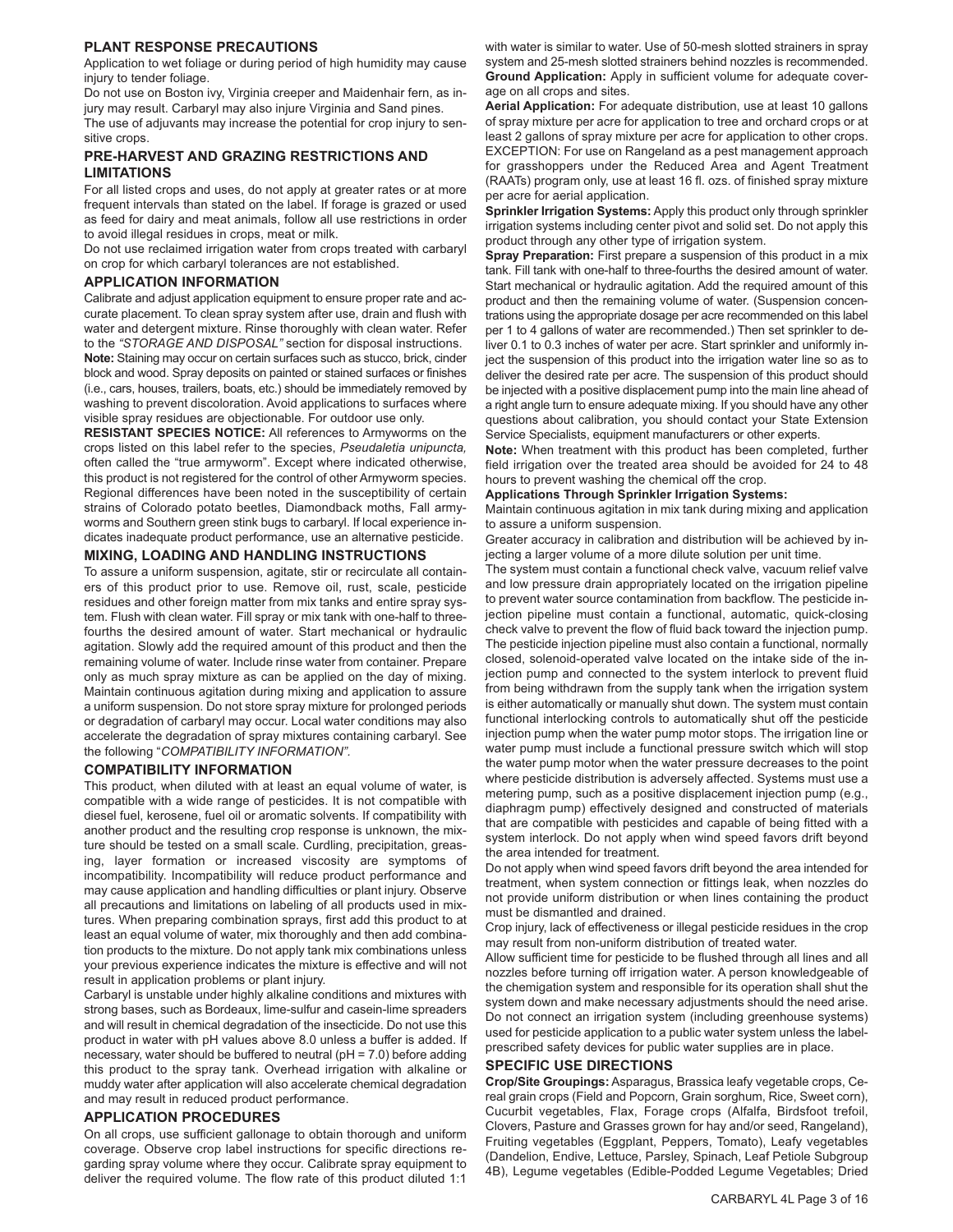## PLANT RESPONSE PRECAUTIONS

Application to wet foliage or during period of high humidity may cause injury to tender foliage.

Do not use on Boston ivy, Virginia creeper and Maidenhair fern, as injury may result. Carbaryl may also injure Virginia and Sand pines.

The use of adjuvants may increase the potential for crop injury to sensitive crops.

## PRE-HARVEST AND GRAZING RESTRICTIONS AND LIMITATIONS

For all listed crops and uses, do not apply at greater rates or at more frequent intervals than stated on the label. If forage is grazed or used as feed for dairy and meat animals, follow all use restrictions in order to avoid illegal residues in crops, meat or milk.

Do not use reclaimed irrigation water from crops treated with carbaryl on crop for which carbaryl tolerances are not established.

## APPLICATION INFORMATION

Calibrate and adjust application equipment to ensure proper rate and accurate placement. To clean spray system after use, drain and flush with water and detergent mixture. Rinse thoroughly with clean water. Refer to the *"STORAGE AND DISPOSAL"* section for disposal instructions.

**Note:** Staining may occur on certain surfaces such as stucco, brick, cinder block and wood. Spray deposits on painted or stained surfaces or finishes (i.e., cars, houses, trailers, boats, etc.) should be immediately removed by washing to prevent discoloration. Avoid applications to surfaces where visible spray residues are objectionable. For outdoor use only.

**RESISTANT SPECIES NOTICE:** All references to Armyworms on the crops listed on this label refer to the species, *Pseudaletia unipuncta,* often called the "true armyworm". Except where indicated otherwise, this product is not registered for the control of other Armyworm species. Regional differences have been noted in the susceptibility of certain strains of Colorado potato beetles, Diamondback moths, Fall armyworms and Southern green stink bugs to carbaryl. If local experience indicates inadequate product performance, use an alternative pesticide.

## MIXING, LOADING AND HANDLING INSTRUCTIONS

To assure a uniform suspension, agitate, stir or recirculate all containers of this product prior to use. Remove oil, rust, scale, pesticide residues and other foreign matter from mix tanks and entire spray system. Flush with clean water. Fill spray or mix tank with one-half to three-fourths the desired amount of water. Start mechanical or hydraulic agitation. Slowly add the required amount of this product and then the remaining volume of water. Include rinse water from container. Prepare only as much spray mixture as can be applied on the day of mixing. Maintain continuous agitation during mixing and application to assure a uniform suspension. Do not store spray mixture for prolonged periods or degradation of carbaryl may occur. Local water conditions may also accelerate the degradation of spray mixtures containing carbaryl. See the following "*COMPATIBILITY INFORMATION"*.

## COMPATIBILITY INFORMATION

This product, when diluted with at least an equal volume of water, is compatible with a wide range of pesticides. It is not compatible with diesel fuel, kerosene, fuel oil or aromatic solvents. If compatibility with another product and the resulting crop response is unknown, the mixture should be tested on a small scale. Curdling, precipitation, greasing, layer formation or increased viscosity are symptoms of incompatibility. Incompatibility will reduce product performance and may cause application and handling difficulties or plant injury. Observe all precautions and limitations on labeling of all products used in mixtures. When preparing combination sprays, first add this product to at least an equal volume of water, mix thoroughly and then add combination products to the mixture. Do not apply tank mix combinations unless your previous experience indicates the mixture is effective and will not result in application problems or plant injury.

Carbaryl is unstable under highly alkaline conditions and mixtures with strong bases, such as Bordeaux, lime-sulfur and casein-lime spreaders and will result in chemical degradation of the insecticide. Do not use this product in water with pH values above 8.0 unless a buffer is added. If necessary, water should be buffered to neutral (pH = 7.0) before adding this product to the spray tank. Overhead irrigation with alkaline or muddy water after application will also accelerate chemical degradation and may result in reduced product performance.

## APPLICATION PROCEDURES

On all crops, use sufficient gallonage to obtain thorough and uniform coverage. Observe crop label instructions for specific directions regarding spray volume where they occur. Calibrate spray equipment to deliver the required volume. The flow rate of this product diluted 1:1 with water is similar to water. Use of 50-mesh slotted strainers in spray system and 25-mesh slotted strainers behind nozzles is recommended.

**Ground Application:** Apply in sufficient volume for adequate coverage on all crops and sites.

**Aerial Application:** For adequate distribution, use at least 10 gallons of spray mixture per acre for application to tree and orchard crops or at least 2 gallons of spray mixture per acre for application to other crops. EXCEPTION: For use on Rangeland as a pest management approach for grasshoppers under the Reduced Area and Agent Treatment (RAATs) program only, use at least 16 fl. ozs. of finished spray mixture per acre for aerial application.

**Sprinkler Irrigation Systems:** Apply this product only through sprinkler irrigation systems including center pivot and solid set. Do not apply this product through any other type of irrigation system.

**Spray Preparation:** First prepare a suspension of this product in a mix tank. Fill tank with one-half to three-fourths the desired amount of water. Start mechanical or hydraulic agitation. Add the required amount of this product and then the remaining volume of water. (Suspension concentrations using the appropriate dosage per acre recommended on this label per 1 to 4 gallons of water are recommended.) Then set sprinkler to deliver 0.1 to 0.3 inches of water per acre. Start sprinkler and uniformly inject the suspension of this product into the irrigation water line so as to deliver the desired rate per acre. The suspension of this product should be injected with a positive displacement pump into the main line ahead of a right angle turn to ensure adequate mixing. If you should have any other questions about calibration, you should contact your State Extension Service Specialists, equipment manufacturers or other experts.

**Note:** When treatment with this product has been completed, further field irrigation over the treated area should be avoided for 24 to 48 hours to prevent washing the chemical off the crop.

**Applications Through Sprinkler Irrigation Systems:**

Maintain continuous agitation in mix tank during mixing and application to assure a uniform suspension.

Greater accuracy in calibration and distribution will be achieved by injecting a larger volume of a more dilute solution per unit time.

The system must contain a functional check valve, vacuum relief valve and low pressure drain appropriately located on the irrigation pipeline to prevent water source contamination from backflow. The pesticide injection pipeline must contain a functional, automatic, quick-closing check valve to prevent the flow of fluid back toward the injection pump. The pesticide injection pipeline must also contain a functional, normally closed, solenoid-operated valve located on the intake side of the injection pump and connected to the system interlock to prevent fluid from being withdrawn from the supply tank when the irrigation system is either automatically or manually shut down. The system must contain functional interlocking controls to automatically shut off the pesticide injection pump when the water pump motor stops. The irrigation line or water pump must include a functional pressure switch which will stop the water pump motor when the water pressure decreases to the point where pesticide distribution is adversely affected. Systems must use a metering pump, such as a positive displacement injection pump (e.g., diaphragm pump) effectively designed and constructed of materials that are compatible with pesticides and capable of being fitted with a system interlock. Do not apply when wind speed favors drift beyond the area intended for treatment.

Do not apply when wind speed favors drift beyond the area intended for treatment, when system connection or fittings leak, when nozzles do not provide uniform distribution or when lines containing the product must be dismantled and drained.

Crop injury, lack of effectiveness or illegal pesticide residues in the crop may result from non-uniform distribution of treated water.

Allow sufficient time for pesticide to be flushed through all lines and all nozzles before turning off irrigation water. A person knowledgeable of the chemigation system and responsible for its operation shall shut the system down and make necessary adjustments should the need arise. Do not connect an irrigation system (including greenhouse systems) used for pesticide application to a public water system unless the label-prescribed safety devices for public water supplies are in place.

## SPECIFIC USE DIRECTIONS

**Crop/Site Groupings:** Asparagus, Brassica leafy vegetable crops, Cereal grain crops (Field and Popcorn, Grain sorghum, Rice, Sweet corn), Cucurbit vegetables, Flax, Forage crops (Alfalfa, Birdsfoot trefoil, Clovers, Pasture and Grasses grown for hay and/or seed, Rangeland), Fruiting vegetables (Eggplant, Peppers, Tomato), Leafy vegetables (Dandelion, Endive, Lettuce, Parsley, Spinach, Leaf Petiole Subgroup 4B), Legume vegetables (Edible-Podded Legume Vegetables; Dried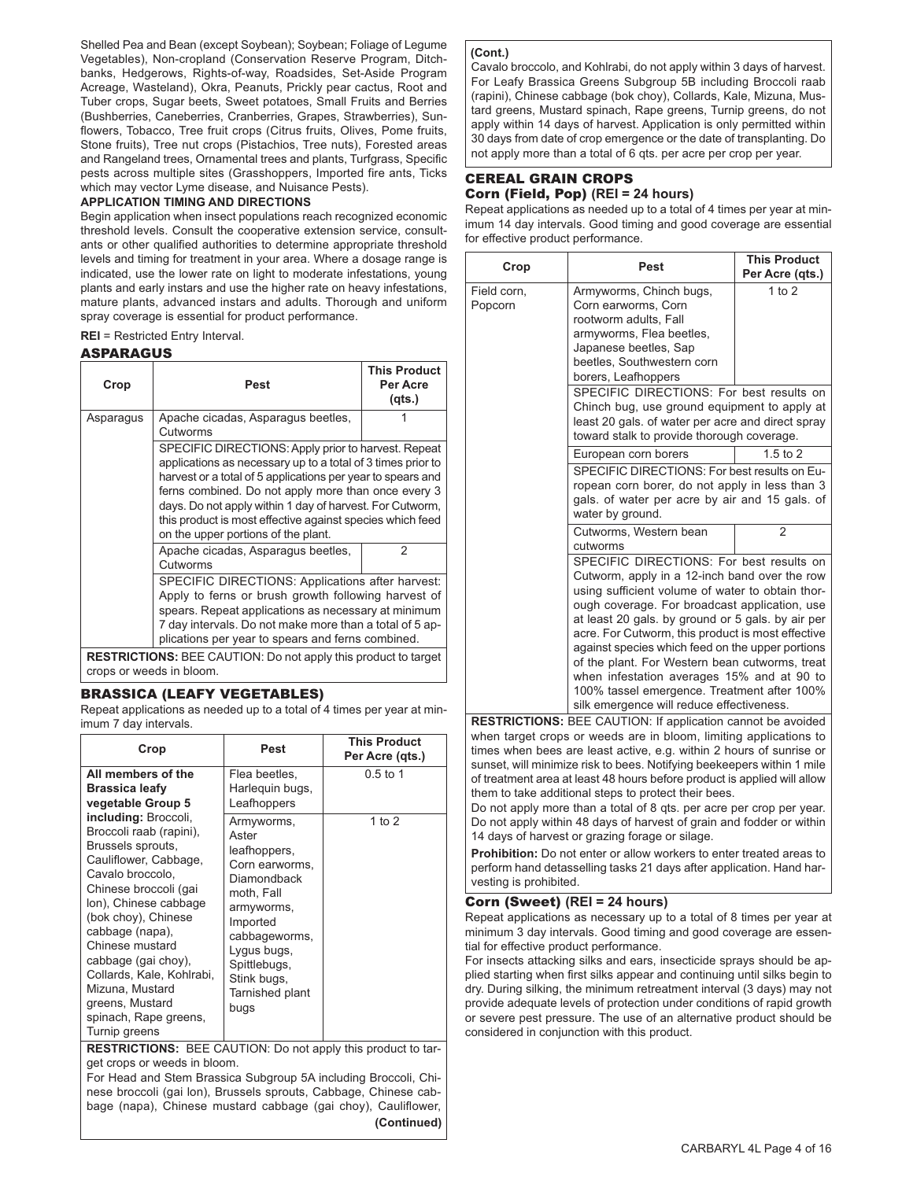Shelled Pea and Bean (except Soybean); Soybean; Foliage of Legume Vegetables), Non-cropland (Conservation Reserve Program, Ditchbanks, Hedgerows, Rights-of-way, Roadsides, Set-Aside Program Acreage, Wasteland), Okra, Peanuts, Prickly pear cactus, Root and Tuber crops, Sugar beets, Sweet potatoes, Small Fruits and Berries (Bushberries, Caneberries, Cranberries, Grapes, Strawberries), Sunflowers, Tobacco, Tree fruit crops (Citrus fruits, Olives, Pome fruits, Stone fruits), Tree nut crops (Pistachios, Tree nuts), Forested areas and Rangeland trees, Ornamental trees and plants, Turfgrass, Specific pests across multiple sites (Grasshoppers, Imported fire ants, Ticks which may vector Lyme disease, and Nuisance Pests).

**APPLICATION TIMING AND DIRECTIONS**

Begin application when insect populations reach recognized economic threshold levels. Consult the cooperative extension service, consultants or other qualified authorities to determine appropriate threshold levels and timing for treatment in your area. Where a dosage range is indicated, use the lower rate on light to moderate infestations, young plants and early instars and use the higher rate on heavy infestations, mature plants, advanced instars and adults. Thorough and uniform spray coverage is essential for product performance.

**REI** = Restricted Entry Interval.

## ASPARAGUS

| Crop | Pest | This Product Per Acre (qts.) |
|---|---|---|
| Asparagus | Apache cicadas, Asparagus beetles, Cutworms | 1 |
| | SPECIFIC DIRECTIONS: Apply prior to harvest. Repeat applications as necessary up to a total of 3 times prior to harvest or a total of 5 applications per year to spears and ferns combined. Do not apply more than once every 3 days. Do not apply within 1 day of harvest. For Cutworm, this product is most effective against species which feed on the upper portions of the plant. | |
| | Apache cicadas, Asparagus beetles, Cutworms | 2 |
| | SPECIFIC DIRECTIONS: Applications after harvest: Apply to ferns or brush growth following harvest of spears. Repeat applications as necessary at minimum 7 day intervals. Do not make more than a total of 5 applications per year to spears and ferns combined. | |

**RESTRICTIONS:** BEE CAUTION: Do not apply this product to target crops or weeds in bloom.

## BRASSICA (LEAFY VEGETABLES)

Repeat applications as needed up to a total of 4 times per year at minimum 7 day intervals.

| Crop | Pest | This Product Per Acre (qts.) |
|---|---|---|
| **All members of the Brassica leafy vegetable Group 5 including:** Broccoli, Broccoli raab (rapini), Brussels sprouts, Cauliflower, Cabbage, Cavalo broccolo, Chinese broccoli (gai lon), Chinese cabbage (bok choy), Chinese cabbage (napa), Chinese mustard cabbage (gai choy), Collards, Kale, Kohlrabi, Mizuna, Mustard greens, Mustard spinach, Rape greens, Turnip greens | Flea beetles, Harlequin bugs, Leafhoppers | 0.5 to 1 |
| | Armyworms, Aster leafhoppers, Corn earworms, Diamondback moth, Fall armyworms, Imported cabbageworms, Lygus bugs, Spittlebugs, Stink bugs, Tarnished plant bugs | 1 to 2 |

**RESTRICTIONS:** BEE CAUTION: Do not apply this product to target crops or weeds in bloom.

For Head and Stem Brassica Subgroup 5A including Broccoli, Chinese broccoli (gai lon), Brussels sprouts, Cabbage, Chinese cabbage (napa), Chinese mustard cabbage (gai choy), Cauliflower, Cavalo broccolo, and Kohlrabi, do not apply within 3 days of harvest. For Leafy Brassica Greens Subgroup 5B including Broccoli raab (rapini), Chinese cabbage (bok choy), Collards, Kale, Mizuna, Mustard greens, Mustard spinach, Rape greens, Turnip greens, do not apply within 14 days of harvest. Application is only permitted within 30 days from date of crop emergence or the date of transplanting. Do not apply more than a total of 6 qts. per acre per crop per year.

## CEREAL GRAIN CROPS

### Corn (Field, Pop) (REI = 24 hours)

Repeat applications as needed up to a total of 4 times per year at minimum 14 day intervals. Good timing and good coverage are essential for effective product performance.

| Crop | Pest | This Product Per Acre (qts.) |
|---|---|---|
| Field corn, Popcorn | Armyworms, Chinch bugs, Corn earworms, Corn rootworm adults, Fall armyworms, Flea beetles, Japanese beetles, Sap beetles, Southwestern corn borers, Leafhoppers | 1 to 2 |
| | SPECIFIC DIRECTIONS: For best results on Chinch bug, use ground equipment to apply at least 20 gals. of water per acre and direct spray toward stalk to provide thorough coverage. | |
| | European corn borers | 1.5 to 2 |
| | SPECIFIC DIRECTIONS: For best results on European corn borer, do not apply in less than 3 gals. of water per acre by air and 15 gals. of water by ground. | |
| | Cutworms, Western bean cutworms | 2 |
| | SPECIFIC DIRECTIONS: For best results on Cutworm, apply in a 12-inch band over the row using sufficient volume of water to obtain thorough coverage. For broadcast application, use at least 20 gals. by ground or 5 gals. by air per acre. For Cutworm, this product is most effective against species which feed on the upper portions of the plant. For Western bean cutworms, treat when infestation averages 15% and at 90 to 100% tassel emergence. Treatment after 100% silk emergence will reduce effectiveness. | |

**RESTRICTIONS:** BEE CAUTION: If application cannot be avoided when target crops or weeds are in bloom, limiting applications to times when bees are least active, e.g. within 2 hours of sunrise or sunset, will minimize risk to bees. Notifying beekeepers within 1 mile of treatment area at least 48 hours before product is applied will allow them to take additional steps to protect their bees.

Do not apply more than a total of 8 qts. per acre per crop per year. Do not apply within 48 days of harvest of grain and fodder or within 14 days of harvest or grazing forage or silage.

**Prohibition:** Do not enter or allow workers to enter treated areas to perform hand detasselling tasks 21 days after application. Hand harvesting is prohibited.

### Corn (Sweet) (REI = 24 hours)

Repeat applications as necessary up to a total of 8 times per year at minimum 3 day intervals. Good timing and good coverage are essential for effective product performance.

For insects attacking silks and ears, insecticide sprays should be applied starting when first silks appear and continuing until silks begin to dry. During silking, the minimum retreatment interval (3 days) may not provide adequate levels of protection under conditions of rapid growth or severe pest pressure. The use of an alternative product should be considered in conjunction with this product.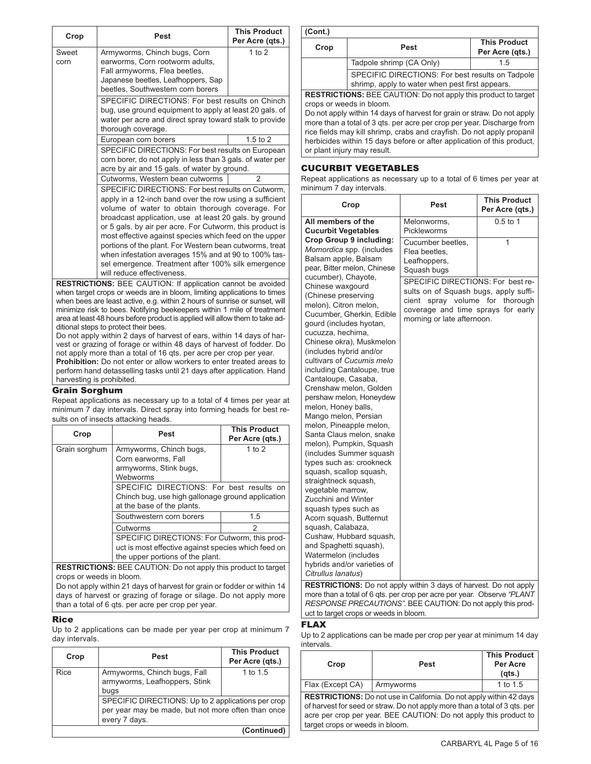| Crop | Pest | This Product Per Acre (qts.) |
|---|---|---|
| Sweet corn | Armyworms, Chinch bugs, Corn earworms, Corn rootworm adults, Fall armyworms, Flea beetles, Japanese beetles, Leafhoppers, Sap beetles, Southwestern corn borers | 1 to 2 |
| | SPECIFIC DIRECTIONS: For best results on Chinch bug, use ground equipment to apply at least 20 gals. of water per acre and direct spray toward stalk to provide thorough coverage. | |
| | European corn borers | 1.5 to 2 |
| | SPECIFIC DIRECTIONS: For best results on European corn borer, do not apply in less than 3 gals. of water per acre by air and 15 gals. of water by ground. | |
| | Cutworms, Western bean cutworms | 2 |
| | SPECIFIC DIRECTIONS: For best results on Cutworm, apply in a 12-inch band over the row using a sufficient volume of water to obtain thorough coverage. For broadcast application, use at least 20 gals. by ground or 5 gals. by air per acre. For Cutworm, this product is most effective against species which feed on the upper portions of the plant. For Western bean cutworms, treat when infestation averages 15% and at 90 to 100% tassel emergence. Treatment after 100% silk emergence will reduce effectiveness. | |

**RESTRICTIONS:** BEE CAUTION: If application cannot be avoided when target crops or weeds are in bloom, limiting applications to times when bees are least active, e.g. within 2 hours of sunrise or sunset, will minimize risk to bees. Notifying beekeepers within 1 mile of treatment area at least 48 hours before product is applied will allow them to take additional steps to protect their bees.

Do not apply within 2 days of harvest of ears, within 14 days of harvest or grazing of forage or within 48 days of harvest of fodder. Do not apply more than a total of 16 qts. per acre per crop per year.

**Prohibition:** Do not enter or allow workers to enter treated areas to perform hand detasselling tasks until 21 days after application. Hand harvesting is prohibited.

### Grain Sorghum

Repeat applications as necessary up to a total of 4 times per year at minimum 7 day intervals. Direct spray into forming heads for best results on of insects attacking heads.

| Crop | Pest | This Product Per Acre (qts.) |
|---|---|---|
| Grain sorghum | Armyworms, Chinch bugs, Corn earworms, Fall armyworms, Stink bugs, Webworms | 1 to 2 |
| | SPECIFIC DIRECTIONS: For best results on Chinch bug, use high gallonage ground application at the base of the plants. | |
| | Southwestern corn borers | 1.5 |
| | Cutworms | 2 |
| | SPECIFIC DIRECTIONS: For Cutworm, this product is most effective against species which feed on the upper portions of the plant. | |

**RESTRICTIONS:** BEE CAUTION: Do not apply this product to target crops or weeds in bloom.

Do not apply within 21 days of harvest for grain or fodder or within 14 days of harvest or grazing of forage or silage. Do not apply more than a total of 6 qts. per acre per crop per year.

### Rice

Up to 2 applications can be made per year per crop at minimum 7 day intervals.

| Crop | Pest | This Product Per Acre (qts.) |
|---|---|---|
| Rice | Armyworms, Chinch bugs, Fall armyworms, Leafhoppers, Stink bugs | 1 to 1.5 |
| | SPECIFIC DIRECTIONS: Up to 2 applications per crop per year may be made, but not more often than once every 7 days. | |
| | Tadpole shrimp (CA Only) | 1.5 |
| | SPECIFIC DIRECTIONS: For best results on Tadpole shrimp, apply to water when pest first appears. | |

**RESTRICTIONS:** BEE CAUTION: Do not apply this product to target crops or weeds in bloom.

Do not apply within 14 days of harvest for grain or straw. Do not apply more than a total of 3 qts. per acre per crop per year. Discharge from rice fields may kill shrimp, crabs and crayfish. Do not apply propanil herbicides within 15 days before or after application of this product, or plant injury may result.

## CUCURBIT VEGETABLES

Repeat applications as necessary up to a total of 6 times per year at minimum 7 day intervals.

| Crop | Pest | This Product Per Acre (qts.) |
|---|---|---|
| **All members of the Cucurbit Vegetables Crop Group 9 including:** *Momordica* spp. (includes Balsam apple, Balsam pear, Bitter melon, Chinese cucumber), Chayote, Chinese waxgourd (Chinese preserving melon), Citron melon, Cucumber, Gherkin, Edible gourd (includes hyotan, cucuzza, hechima, Chinese okra), Muskmelon (includes hybrid and/or cultivars of *Cucumis melo* including Cantaloupe, true Cantaloupe, Casaba, Crenshaw melon, Golden pershaw melon, Honeydew melon, Honey balls, Mango melon, Persian melon, Pineapple melon, Santa Claus melon, snake melon), Pumpkin, Squash (includes Summer squash types such as: crookneck squash, scallop squash, straightneck squash, vegetable marrow, Zucchini and Winter squash types such as Acorn squash, Butternut squash, Calabaza, Cushaw, Hubbard squash, and Spaghetti squash), Watermelon (includes hybrids and/or varieties of *Citrullus lanatus*) | Melonworms, Pickleworms | 0.5 to 1 |
| | Cucumber beetles, Flea beetles, Leafhoppers, Squash bugs | 1 |
| | SPECIFIC DIRECTIONS: For best results on of Squash bugs, apply sufficient spray volume for thorough coverage and time sprays for early morning or late afternoon. | |

**RESTRICTIONS:** Do not apply within 3 days of harvest. Do not apply more than a total of 6 qts. per crop per acre per year. Observe *"PLANT RESPONSE PRECAUTIONS"*. BEE CAUTION: Do not apply this product to target crops or weeds in bloom.

## FLAX

Up to 2 applications can be made per crop per year at minimum 14 day intervals.

| Crop | Pest | This Product Per Acre (qts.) |
|---|---|---|
| Flax (Except CA) | Armyworms | 1 to 1.5 |

**RESTRICTIONS:** Do not use in California. Do not apply within 42 days of harvest for seed or straw. Do not apply more than a total of 3 qts. per acre per crop per year. BEE CAUTION: Do not apply this product to target crops or weeds in bloom.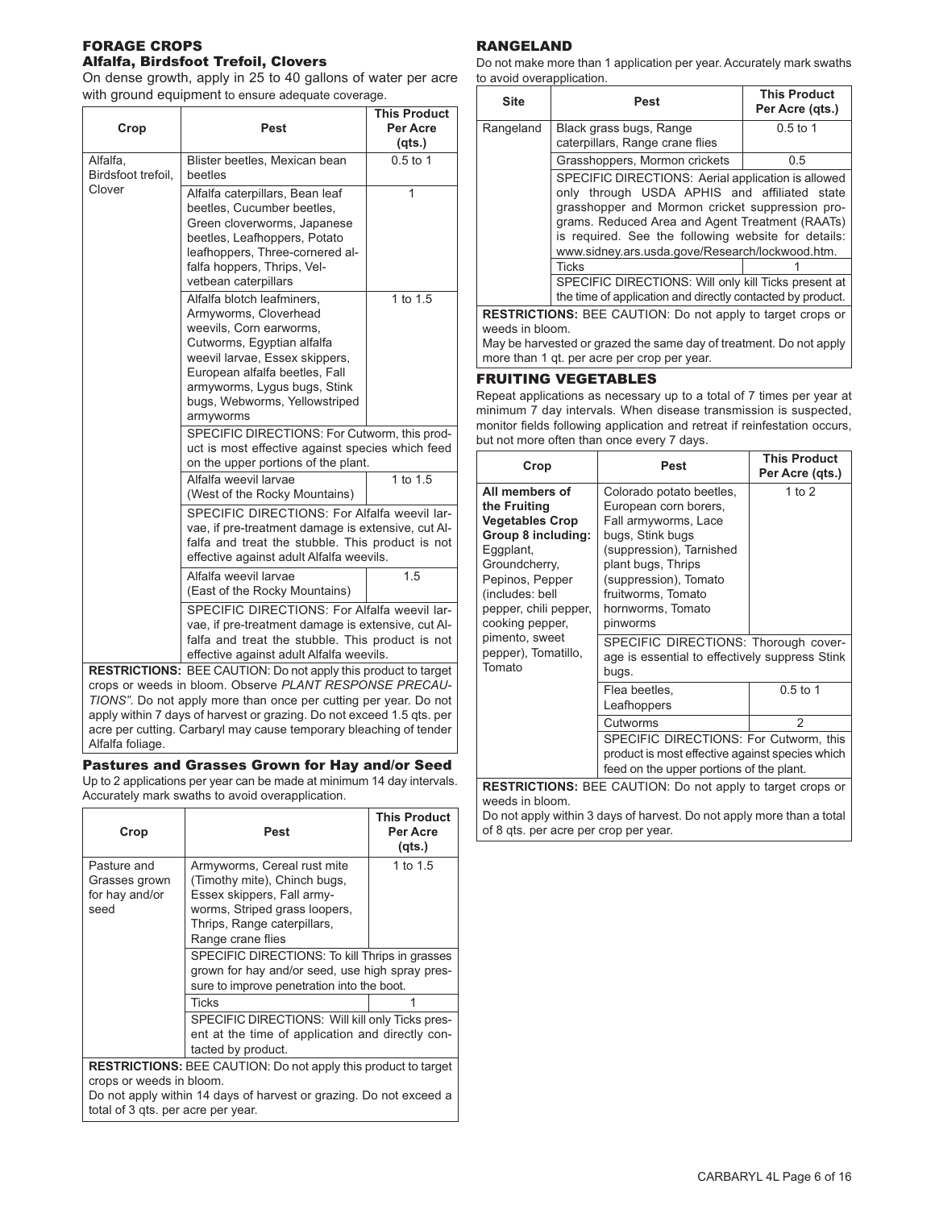## FORAGE CROPS

### Alfalfa, Birdsfoot Trefoil, Clovers

On dense growth, apply in 25 to 40 gallons of water per acre with ground equipment to ensure adequate coverage.

| Crop | Pest | This Product Per Acre (qts.) |
|---|---|---|
| Alfalfa, Birdsfoot trefoil, Clover | Blister beetles, Mexican bean beetles | 0.5 to 1 |
| | Alfalfa caterpillars, Bean leaf beetles, Cucumber beetles, Green cloverworms, Japanese beetles, Leafhoppers, Potato leafhoppers, Three-cornered alfalfa hoppers, Thrips, Velvetbean caterpillars | 1 |
| | Alfalfa blotch leafminers, Armyworms, Cloverhead weevils, Corn earworms, Cutworms, Egyptian alfalfa weevil larvae, Essex skippers, European alfalfa beetles, Fall armyworms, Lygus bugs, Stink bugs, Webworms, Yellowstriped armyworms | 1 to 1.5 |
| | SPECIFIC DIRECTIONS: For Cutworm, this product is most effective against species which feed on the upper portions of the plant. | |
| | Alfalfa weevil larvae (West of the Rocky Mountains) | 1 to 1.5 |
| | SPECIFIC DIRECTIONS: For Alfalfa weevil larvae, if pre-treatment damage is extensive, cut Alfalfa and treat the stubble. This product is not effective against adult Alfalfa weevils. | |
| | Alfalfa weevil larvae (East of the Rocky Mountains) | 1.5 |
| | SPECIFIC DIRECTIONS: For Alfalfa weevil larvae, if pre-treatment damage is extensive, cut Alfalfa and treat the stubble. This product is not effective against adult Alfalfa weevils. | |

**RESTRICTIONS:** BEE CAUTION: Do not apply this product to target crops or weeds in bloom. Observe *PLANT RESPONSE PRECAUTIONS"*. Do not apply more than once per cutting per year. Do not apply within 7 days of harvest or grazing. Do not exceed 1.5 qts. per acre per cutting. Carbaryl may cause temporary bleaching of tender Alfalfa foliage.

### Pastures and Grasses Grown for Hay and/or Seed

Up to 2 applications per year can be made at minimum 14 day intervals. Accurately mark swaths to avoid overapplication.

| Crop | Pest | This Product Per Acre (qts.) |
|---|---|---|
| Pasture and Grasses grown for hay and/or seed | Armyworms, Cereal rust mite (Timothy mite), Chinch bugs, Essex skippers, Fall armyworms, Striped grass loopers, Thrips, Range caterpillars, Range crane flies | 1 to 1.5 |
| | SPECIFIC DIRECTIONS: To kill Thrips in grasses grown for hay and/or seed, use high spray pressure to improve penetration into the boot. | |
| | Ticks | 1 |
| | SPECIFIC DIRECTIONS: Will kill only Ticks present at the time of application and directly contacted by product. | |

**RESTRICTIONS:** BEE CAUTION: Do not apply this product to target crops or weeds in bloom.
Do not apply within 14 days of harvest or grazing. Do not exceed a total of 3 qts. per acre per year.

## RANGELAND

Do not make more than 1 application per year. Accurately mark swaths to avoid overapplication.

| Site | Pest | This Product Per Acre (qts.) |
|---|---|---|
| Rangeland | Black grass bugs, Range caterpillars, Range crane flies | 0.5 to 1 |
| | Grasshoppers, Mormon crickets | 0.5 |
| | SPECIFIC DIRECTIONS: Aerial application is allowed only through USDA APHIS and affiliated state grasshopper and Mormon cricket suppression programs. Reduced Area and Agent Treatment (RAATs) is required. See the following website for details: www.sidney.ars.usda.gove/Research/lockwood.htm. | |
| | Ticks | 1 |
| | SPECIFIC DIRECTIONS: Will only kill Ticks present at the time of application and directly contacted by product. | |

**RESTRICTIONS:** BEE CAUTION: Do not apply to target crops or weeds in bloom.
May be harvested or grazed the same day of treatment. Do not apply more than 1 qt. per acre per crop per year.

## FRUITING VEGETABLES

Repeat applications as necessary up to a total of 7 times per year at minimum 7 day intervals. When disease transmission is suspected, monitor fields following application and retreat if reinfestation occurs, but not more often than once every 7 days.

| Crop | Pest | This Product Per Acre (qts.) |
|---|---|---|
| **All members of the Fruiting Vegetables Crop Group 8 including:** Eggplant, Groundcherry, Pepinos, Pepper (includes: bell pepper, chili pepper, cooking pepper, pimento, sweet pepper), Tomatillo, Tomato | Colorado potato beetles, European corn borers, Fall armyworms, Lace bugs, Stink bugs (suppression), Tarnished plant bugs, Thrips (suppression), Tomato fruitworms, Tomato hornworms, Tomato pinworms | 1 to 2 |
| | SPECIFIC DIRECTIONS: Thorough coverage is essential to effectively suppress Stink bugs. | |
| | Flea beetles, Leafhoppers | 0.5 to 1 |
| | Cutworms | 2 |
| | SPECIFIC DIRECTIONS: For Cutworm, this product is most effective against species which feed on the upper portions of the plant. | |

**RESTRICTIONS:** BEE CAUTION: Do not apply to target crops or weeds in bloom.
Do not apply within 3 days of harvest. Do not apply more than a total of 8 qts. per acre per crop per year.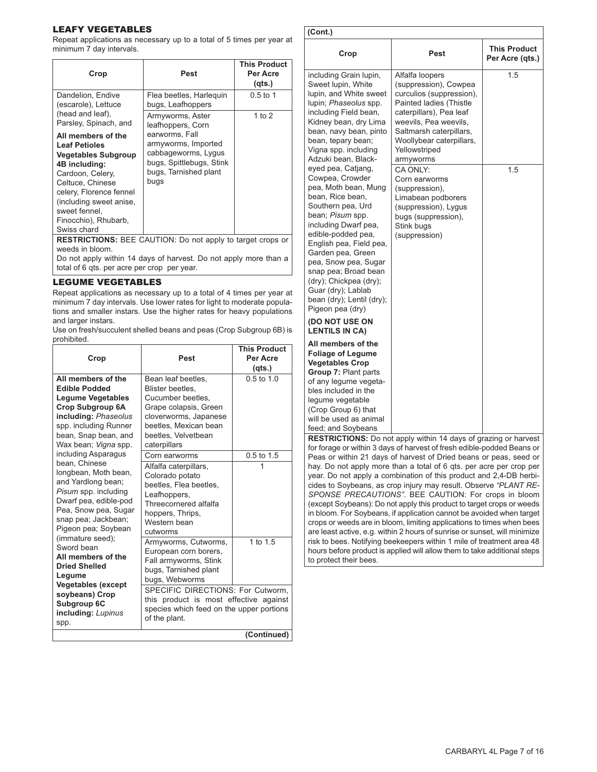## LEAFY VEGETABLES

Repeat applications as necessary up to a total of 5 times per year at minimum 7 day intervals.

| Crop | Pest | This Product Per Acre (qts.) |
|---|---|---|
| Dandelion, Endive (escarole), Lettuce (head and leaf), Parsley, Spinach, and **All members of the Leaf Petioles Vegetables Subgroup 4B including:** Cardoon, Celery, Celtuce, Chinese celery, Florence fennel (including sweet anise, sweet fennel, Finocchio), Rhubarb, Swiss chard | Flea beetles, Harlequin bugs, Leafhoppers | 0.5 to 1 |
| | Armyworms, Aster leafhoppers, Corn earworms, Fall armyworms, Imported cabbageworms, Lygus bugs, Spittlebugs, Stink bugs, Tarnished plant bugs | 1 to 2 |
| **RESTRICTIONS:** BEE CAUTION: Do not apply to target crops or weeds in bloom. Do not apply within 14 days of harvest. Do not apply more than a total of 6 qts. per acre per crop per year. | | |

## LEGUME VEGETABLES

Repeat applications as necessary up to a total of 4 times per year at minimum 7 day intervals. Use lower rates for light to moderate populations and smaller instars. Use the higher rates for heavy populations and larger instars.

Use on fresh/succulent shelled beans and peas (Crop Subgroup 6B) is prohibited.

| Crop | Pest | This Product Per Acre (qts.) |
|---|---|---|
| **All members of the Edible Podded Legume Vegetables Crop Subgroup 6A including:** *Phaseolus* spp. including Runner bean, Snap bean, and Wax bean; *Vigna* spp. including Asparagus bean, Chinese longbean, Moth bean, and Yardlong bean; *Pisum* spp. including Dwarf pea, edible-pod Pea, Snow pea, Sugar snap pea; Jackbean; Pigeon pea; Soybean (immature seed); Sword bean **All members of the Dried Shelled Legume Vegetables (except soybeans) Crop Subgroup 6C including:** *Lupinus* spp. including Grain lupin, Sweet lupin, White lupin, and White sweet lupin; *Phaseolus* spp. including Field bean, Kidney bean, dry Lima bean, navy bean, pinto bean, tepary bean; Vigna spp. including Adzuki bean, Black-eyed pea, Catjang, Cowpea, Crowder pea, Moth bean, Mung bean, Rice bean, Southern pea, Urd bean; *Pisum* spp. including Dwarf pea, edible-podded pea, English pea, Field pea, Garden pea, Green pea, Snow pea, Sugar snap pea; Broad bean (dry); Chickpea (dry); Guar (dry); Lablab bean (dry); Lentil (dry); Pigeon pea (dry) **(DO NOT USE ON LENTILS IN CA)** **All members of the Foliage of Legume Vegetables Crop Group 7:** Plant parts of any legume vegetables included in the legume vegetable (Crop Group 6) that will be used as animal feed; and Soybeans | Bean leaf beetles, Blister beetles, Cucumber beetles, Grape colapsis, Green cloverworms, Japanese beetles, Mexican bean beetles, Velvetbean caterpillars | 0.5 to 1.0 |
| | Corn earworms | 0.5 to 1.5 |
| | Alfalfa caterpillars, Colorado potato beetles, Flea beetles, Leafhoppers, Threecornered alfalfa hoppers, Thrips, Western bean cutworms | 1 |
| | Armyworms, Cutworms, European corn borers, Fall armyworms, Stink bugs, Tarnished plant bugs, Webworms | 1 to 1.5 |
| | SPECIFIC DIRECTIONS: For Cutworm, this product is most effective against species which feed on the upper portions of the plant. | |
| | Alfalfa loopers (suppression), Cowpea curculios (suppression), Painted ladies (Thistle caterpillars), Pea leaf weevils, Pea weevils, Saltmarsh caterpillars, Woollybear caterpillars, Yellowstriped armyworms | 1.5 |
| | CA ONLY: Corn earworms (suppression), Limabean podborers (suppression), Lygus bugs (suppression), Stink bugs (suppression) | 1.5 |
| **RESTRICTIONS:** Do not apply within 14 days of grazing or harvest for forage or within 3 days of harvest of fresh edible-podded Beans or Peas or within 21 days of harvest of Dried beans or peas, seed or hay. Do not apply more than a total of 6 qts. per acre per crop per year. Do not apply a combination of this product and 2,4-DB herbicides to Soybeans, as crop injury may result. Observe *"PLANT RESPONSE PRECAUTIONS"*. BEE CAUTION: For crops in bloom (except Soybeans): Do not apply this product to target crops or weeds in bloom. For Soybeans, if application cannot be avoided when target crops or weeds are in bloom, limiting applications to times when bees are least active, e.g. within 2 hours of sunrise or sunset, will minimize risk to bees. Notifying beekeepers within 1 mile of treatment area 48 hours before product is applied will allow them to take additional steps to protect their bees. | | |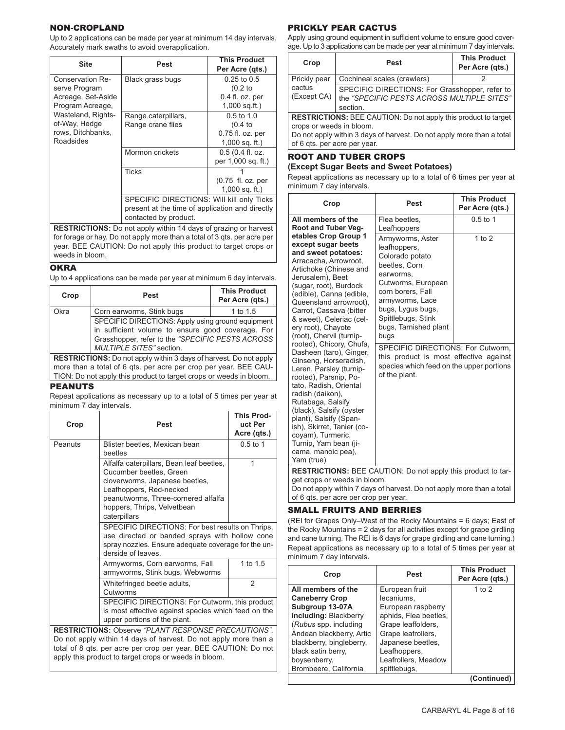## NON-CROPLAND

Up to 2 applications can be made per year at minimum 14 day intervals. Accurately mark swaths to avoid overapplication.

| Site | Pest | This Product Per Acre (qts.) |
|---|---|---|
| Conservation Reserve Program Acreage, Set-Aside Program Acreage, Wasteland, Rights-of-Way, Hedge rows, Ditchbanks, Roadsides | Black grass bugs | 0.25 to 0.5 (0.2 to 0.4 fl. oz. per 1,000 sq.ft.) |
| | Range caterpillars, Range crane flies | 0.5 to 1.0 (0.4 to 0.75 fl. oz. per 1,000 sq. ft.) |
| | Mormon crickets | 0.5 (0.4 fl. oz. per 1,000 sq. ft.) |
| | Ticks | 1 (0.75 fl. oz. per 1,000 sq. ft.) |
| | SPECIFIC DIRECTIONS: Will kill only Ticks present at the time of application and directly contacted by product. | |
| **RESTRICTIONS:** Do not apply within 14 days of grazing or harvest for forage or hay. Do not apply more than a total of 3 qts. per acre per year. BEE CAUTION: Do not apply this product to target crops or weeds in bloom. | | |

## OKRA

Up to 4 applications can be made per year at minimum 6 day intervals.

| Crop | Pest | This Product Per Acre (qts.) |
|---|---|---|
| Okra | Corn earworms, Stink bugs | 1 to 1.5 |
| | SPECIFIC DIRECTIONS: Apply using ground equipment in sufficient volume to ensure good coverage. For Grasshopper, refer to the *"SPECIFIC PESTS ACROSS MULTIPLE SITES"* section. | |
| **RESTRICTIONS:** Do not apply within 3 days of harvest. Do not apply more than a total of 6 qts. per acre per crop per year. BEE CAUTION: Do not apply this product to target crops or weeds in bloom. | | |

## PEANUTS

Repeat applications as necessary up to a total of 5 times per year at minimum 7 day intervals.

| Crop | Pest | This Product Per Acre (qts.) |
|---|---|---|
| Peanuts | Blister beetles, Mexican bean beetles | 0.5 to 1 |
| | Alfalfa caterpillars, Bean leaf beetles, Cucumber beetles, Green cloverworms, Japanese beetles, Leafhoppers, Red-necked peanutworms, Three-cornered alfalfa hoppers, Thrips, Velvetbean caterpillars | 1 |
| | SPECIFIC DIRECTIONS: For best results on Thrips, use directed or banded sprays with hollow cone spray nozzles. Ensure adequate coverage for the underside of leaves. | |
| | Armyworms, Corn earworms, Fall armyworms, Stink bugs, Webworms | 1 to 1.5 |
| | Whitefringed beetle adults, Cutworms | 2 |
| | SPECIFIC DIRECTIONS: For Cutworm, this product is most effective against species which feed on the upper portions of the plant. | |
| **RESTRICTIONS:** Observe *"PLANT RESPONSE PRECAUTIONS"*. Do not apply within 14 days of harvest. Do not apply more than a total of 8 qts. per acre per crop per year. BEE CAUTION: Do not apply this product to target crops or weeds in bloom. | | |

## PRICKLY PEAR CACTUS

Apply using ground equipment in sufficient volume to ensure good coverage. Up to 3 applications can be made per year at minimum 7 day intervals.

| Crop | Pest | This Product Per Acre (qts.) |
|---|---|---|
| Prickly pear cactus (Except CA) | Cochineal scales (crawlers) | 2 |
| | SPECIFIC DIRECTIONS: For Grasshopper, refer to the *"SPECIFIC PESTS ACROSS MULTIPLE SITES"* section. | |
| **RESTRICTIONS:** BEE CAUTION: Do not apply this product to target crops or weeds in bloom. Do not apply within 3 days of harvest. Do not apply more than a total of 6 qts. per acre per year. | | |

## ROOT AND TUBER CROPS

### (Except Sugar Beets and Sweet Potatoes)

Repeat applications as necessary up to a total of 6 times per year at minimum 7 day intervals.

| Crop | Pest | This Product Per Acre (qts.) |
|---|---|---|
| **All members of the Root and Tuber Vegetables Crop Group 1 except sugar beets and sweet potatoes:** Arracacha, Arrowroot, Artichoke (Chinese and Jerusalem), Beet (sugar, root), Burdock (edible), Canna (edible, Queensland arrowroot), Carrot, Cassava (bitter & sweet), Celeriac (celery root), Chayote (root), Chervil (turnip-rooted), Chicory, Chufa, Dasheen (taro), Ginger, Ginseng, Horseradish, Leren, Parsley (turnip-rooted), Parsnip, Potato, Radish, Oriental radish (daikon), Rutabaga, Salsify (black), Salsify (oyster plant), Salsify (Spanish), Skirret, Tanier (cocoyam), Turmeric, Turnip, Yam bean (jicama, manoic pea), Yam (true) | Flea beetles, Leafhoppers | 0.5 to 1 |
| | Armyworms, Aster leafhoppers, Colorado potato beetles, Corn earworms, Cutworms, European corn borers, Fall armyworms, Lace bugs, Lygus bugs, Spittlebugs, Stink bugs, Tarnished plant bugs | 1 to 2 |
| | SPECIFIC DIRECTIONS: For Cutworm, this product is most effective against species which feed on the upper portions of the plant. | |
| **RESTRICTIONS:** BEE CAUTION: Do not apply this product to target crops or weeds in bloom. Do not apply within 7 days of harvest. Do not apply more than a total of 6 qts. per acre per crop per year. | | |

## SMALL FRUITS AND BERRIES

(REI for Grapes Only–West of the Rocky Mountains = 6 days; East of the Rocky Mountains = 2 days for all activities except for grape girdling and cane turning. The REI is 6 days for grape girdling and cane turning.) Repeat applications as necessary up to a total of 5 times per year at minimum 7 day intervals.

| Crop | Pest | This Product Per Acre (qts.) |
|---|---|---|
| **All members of the Caneberry Crop Subgroup 13-07A including:** Blackberry (*Rubus* spp. including Andean blackberry, Artic blackberry, bingleberry, black satin berry, boysenberry, Brombeere, California | European fruit lecaniums, European raspberry aphids, Flea beetles, Grape leaffolders, Grape leafrollers, Japanese beetles, Leafhoppers, Leafrollers, Meadow spittlebugs, | 1 to 2 |

**(Continued)**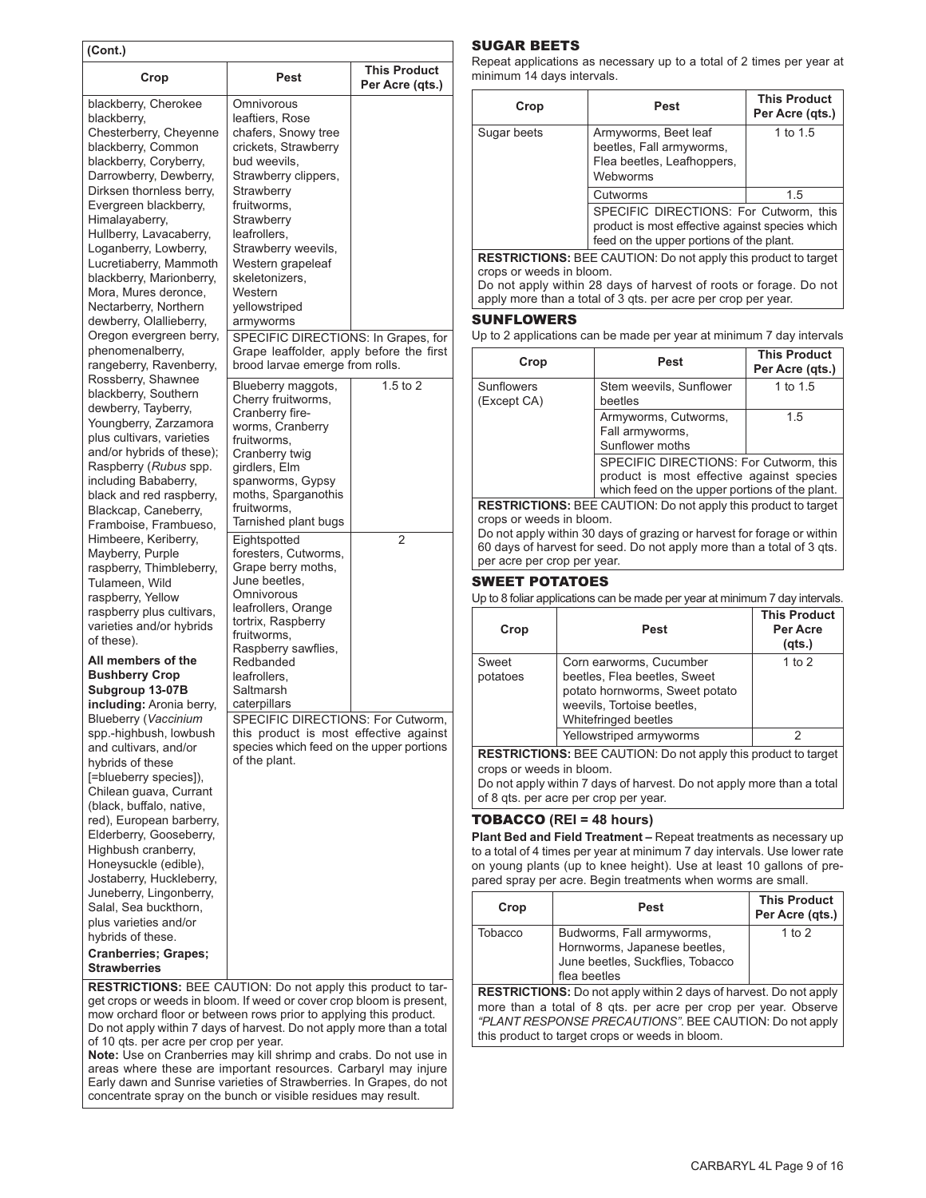**(Cont.)**

| Crop | Pest | This Product Per Acre (qts.) |
|---|---|---|
| blackberry, Cherokee blackberry, Chesterberry, Cheyenne blackberry, Common blackberry, Coryberry, Darrowberry, Dewberry, Dirksen thornless berry, Evergreen blackberry, Himalayaberry, Hullberry, Lavacaberry, Loganberry, Lowberry, Lucretiaberry, Mammoth blackberry, Marionberry, Mora, Mures deronce, Nectarberry, Northern dewberry, Olallieberry, Oregon evergreen berry, phenomenalberry, rangeberry, Ravenberry, Rossberry, Shawnee blackberry, Southern dewberry, Tayberry, Youngberry, Zarzamora plus cultivars, varieties and/or hybrids of these); Raspberry (*Rubus* spp. including Bababerry, black and red raspberry, Blackcap, Caneberry, Framboise, Frambueso, Himbeere, Keriberry, Mayberry, Purple raspberry, Thimbleberry, Tulameen, Wild raspberry, Yellow raspberry plus cultivars, varieties and/or hybrids of these). **All members of the Bushberry Crop Subgroup 13-07B including:** Aronia berry, Blueberry (*Vaccinium* spp.-highbush, lowbush and cultivars, and/or hybrids of these [=blueberry species]), Chilean guava, Currant (black, buffalo, native, red), European barberry, Elderberry, Gooseberry, Highbush cranberry, Honeysuckle (edible), Jostaberry, Huckleberry, Juneberry, Lingonberry, Salal, Sea buckthorn, plus varieties and/or hybrids of these. **Cranberries; Grapes; Strawberries** | Omnivorous leaftiers, Rose chafers, Snowy tree crickets, Strawberry bud weevils, Strawberry clippers, Strawberry fruitworms, Strawberry leafrollers, Strawberry weevils, Western grapeleaf skeletonizers, Western yellowstriped armyworms | |
| | SPECIFIC DIRECTIONS: In Grapes, for Grape leaffolder, apply before the first brood larvae emerge from rolls. | |
| | Blueberry maggots, Cherry fruitworms, Cranberry fireworms, Cranberry fruitworms, Cranberry twig girdlers, Elm spanworms, Gypsy moths, Sparganothis fruitworms, Tarnished plant bugs | 1.5 to 2 |
| | Eightspotted foresters, Cutworms, Grape berry moths, June beetles, Omnivorous leafrollers, Orange tortrix, Raspberry fruitworms, Raspberry sawflies, Redbanded leafrollers, Saltmarsh caterpillars | 2 |
| | SPECIFIC DIRECTIONS: For Cutworm, this product is most effective against species which feed on the upper portions of the plant. | |

**RESTRICTIONS:** BEE CAUTION: Do not apply this product to target crops or weeds in bloom. If weed or cover crop bloom is present, mow orchard floor or between rows prior to applying this product. Do not apply within 7 days of harvest. Do not apply more than a total of 10 qts. per acre per crop per year.

**Note:** Use on Cranberries may kill shrimp and crabs. Do not use in areas where these are important resources. Carbaryl may injure Early dawn and Sunrise varieties of Strawberries. In Grapes, do not concentrate spray on the bunch or visible residues may result.

## SUGAR BEETS

Repeat applications as necessary up to a total of 2 times per year at minimum 14 days intervals.

| Crop | Pest | This Product Per Acre (qts.) |
|---|---|---|
| Sugar beets | Armyworms, Beet leaf beetles, Fall armyworms, Flea beetles, Leafhoppers, Webworms | 1 to 1.5 |
| | Cutworms | 1.5 |
| | SPECIFIC DIRECTIONS: For Cutworm, this product is most effective against species which feed on the upper portions of the plant. | |

**RESTRICTIONS:** BEE CAUTION: Do not apply this product to target crops or weeds in bloom.
Do not apply within 28 days of harvest of roots or forage. Do not apply more than a total of 3 qts. per acre per crop per year.

## SUNFLOWERS

Up to 2 applications can be made per year at minimum 7 day intervals

| Crop | Pest | This Product Per Acre (qts.) |
|---|---|---|
| Sunflowers (Except CA) | Stem weevils, Sunflower beetles | 1 to 1.5 |
| | Armyworms, Cutworms, Fall armyworms, Sunflower moths | 1.5 |
| | SPECIFIC DIRECTIONS: For Cutworm, this product is most effective against species which feed on the upper portions of the plant. | |

**RESTRICTIONS:** BEE CAUTION: Do not apply this product to target crops or weeds in bloom.
Do not apply within 30 days of grazing or harvest for forage or within 60 days of harvest for seed. Do not apply more than a total of 3 qts. per acre per crop per year.

## SWEET POTATOES

Up to 8 foliar applications can be made per year at minimum 7 day intervals.

| Crop | Pest | This Product Per Acre (qts.) |
|---|---|---|
| Sweet potatoes | Corn earworms, Cucumber beetles, Flea beetles, Sweet potato hornworms, Sweet potato weevils, Tortoise beetles, Whitefringed beetles | 1 to 2 |
| | Yellowstriped armyworms | 2 |

**RESTRICTIONS:** BEE CAUTION: Do not apply this product to target crops or weeds in bloom.
Do not apply within 7 days of harvest. Do not apply more than a total of 8 qts. per acre per crop per year.

## TOBACCO (REI = 48 hours)

**Plant Bed and Field Treatment –** Repeat treatments as necessary up to a total of 4 times per year at minimum 7 day intervals. Use lower rate on young plants (up to knee height). Use at least 10 gallons of prepared spray per acre. Begin treatments when worms are small.

| Crop | Pest | This Product Per Acre (qts.) |
|---|---|---|
| Tobacco | Budworms, Fall armyworms, Hornworms, Japanese beetles, June beetles, Suckflies, Tobacco flea beetles | 1 to 2 |

**RESTRICTIONS:** Do not apply within 2 days of harvest. Do not apply more than a total of 8 qts. per acre per crop per year. Observe *"PLANT RESPONSE PRECAUTIONS"*. BEE CAUTION: Do not apply this product to target crops or weeds in bloom.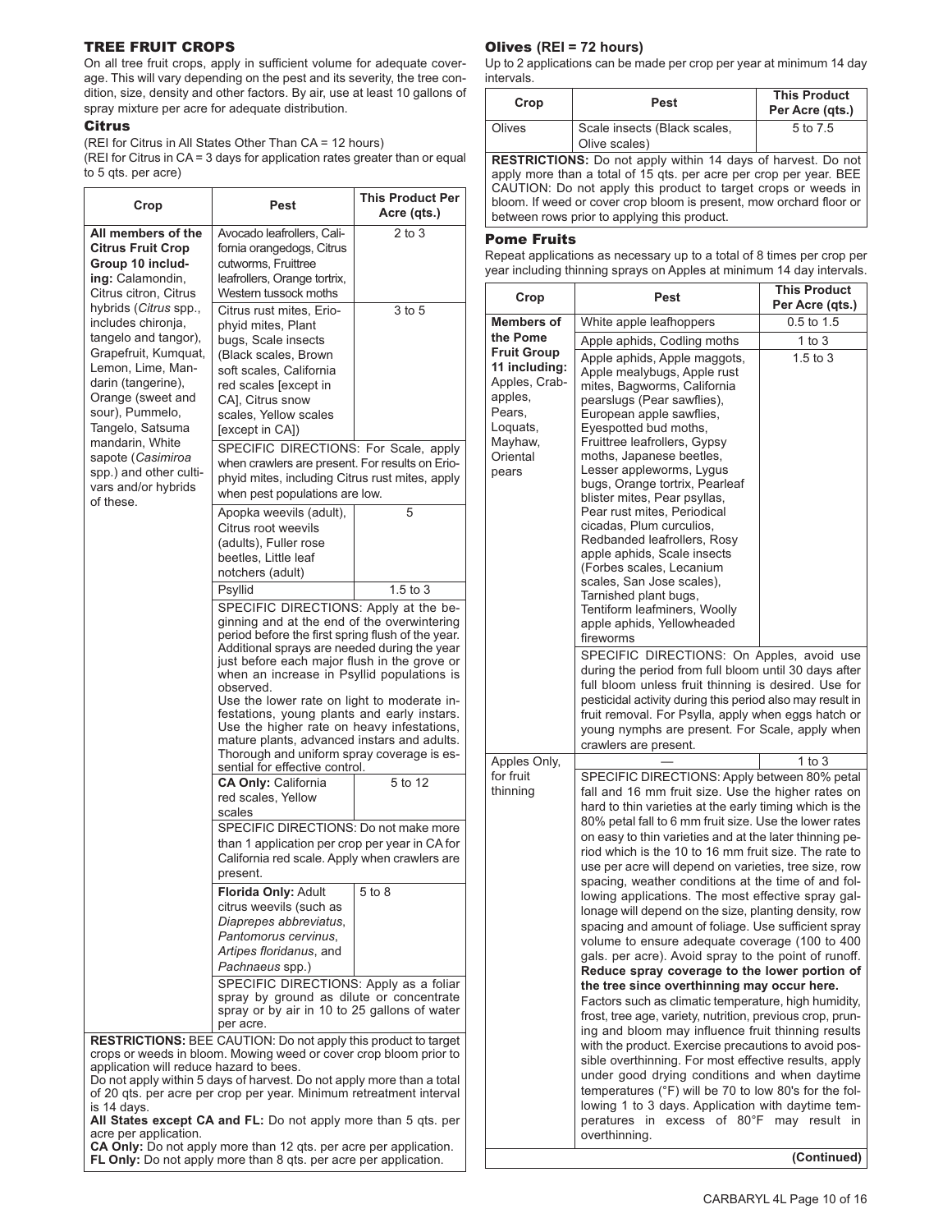## TREE FRUIT CROPS

On all tree fruit crops, apply in sufficient volume for adequate coverage. This will vary depending on the pest and its severity, the tree condition, size, density and other factors. By air, use at least 10 gallons of spray mixture per acre for adequate distribution.

### Citrus

(REI for Citrus in All States Other Than CA = 12 hours)
(REI for Citrus in CA = 3 days for application rates greater than or equal to 5 qts. per acre)

| Crop | Pest | This Product Per Acre (qts.) |
|---|---|---|
| **All members of the Citrus Fruit Crop Group 10 including:** Calamondin, Citrus citron, Citrus hybrids (*Citrus* spp., includes chironja, tangelo and tangor), Grapefruit, Kumquat, Lemon, Lime, Mandarin (tangerine), Orange (sweet and sour), Pummelo, Tangelo, Satsuma mandarin, White sapote (*Casimiroa* spp.) and other cultivars and/or hybrids of these. | Avocado leafrollers, California orangedogs, Citrus cutworms, Fruittree leafrollers, Orange tortrix, Western tussock moths | 2 to 3 |
| | Citrus rust mites, Eriophyid mites, Plant bugs, Scale insects (Black scales, Brown soft scales, California red scales [except in CA], Citrus snow scales, Yellow scales [except in CA]) | 3 to 5 |
| | SPECIFIC DIRECTIONS: For Scale, apply when crawlers are present. For results on Eriophyid mites, including Citrus rust mites, apply when pest populations are low. | |
| | Apopka weevils (adult), Citrus root weevils (adults), Fuller rose beetles, Little leaf notchers (adult) | 5 |
| | Psyllid | 1.5 to 3 |
| | SPECIFIC DIRECTIONS: Apply at the beginning and at the end of the overwintering period before the first spring flush of the year. Additional sprays are needed during the year just before each major flush in the grove or when an increase in Psyllid populations is observed. Use the lower rate on light to moderate infestations, young plants and early instars. Use the higher rate on heavy infestations, mature plants, advanced instars and adults. Thorough and uniform spray coverage is essential for effective control. | |
| | **CA Only:** California red scales, Yellow scales | 5 to 12 |
| | SPECIFIC DIRECTIONS: Do not make more than 1 application per crop per year in CA for California red scale. Apply when crawlers are present. | |
| | **Florida Only:** Adult citrus weevils (such as *Diaprepes abbreviatus*, *Pantomorus cervinus*, *Artipes floridanus*, and *Pachnaeus* spp.) | 5 to 8 |
| | SPECIFIC DIRECTIONS: Apply as a foliar spray by ground as dilute or concentrate spray or by air in 10 to 25 gallons of water per acre. | |

**RESTRICTIONS:** BEE CAUTION: Do not apply this product to target crops or weeds in bloom. Mowing weed or cover crop bloom prior to application will reduce hazard to bees.
Do not apply within 5 days of harvest. Do not apply more than a total of 20 qts. per acre per crop per year. Minimum retreatment interval is 14 days.
**All States except CA and FL:** Do not apply more than 5 qts. per acre per application.
**CA Only:** Do not apply more than 12 qts. per acre per application.
**FL Only:** Do not apply more than 8 qts. per acre per application.

### Olives (REI = 72 hours)

Up to 2 applications can be made per crop per year at minimum 14 day intervals.

| Crop | Pest | This Product Per Acre (qts.) |
|---|---|---|
| Olives | Scale insects (Black scales, Olive scales) | 5 to 7.5 |

**RESTRICTIONS:** Do not apply within 14 days of harvest. Do not apply more than a total of 15 qts. per acre per crop per year. BEE CAUTION: Do not apply this product to target crops or weeds in bloom. If weed or cover crop bloom is present, mow orchard floor or between rows prior to applying this product.

### Pome Fruits

Repeat applications as necessary up to a total of 8 times per crop per year including thinning sprays on Apples at minimum 14 day intervals.

| Crop | Pest | This Product Per Acre (qts.) |
|---|---|---|
| **Members of the Pome Fruit Group 11 including:** Apples, Crabapples, Pears, Loquats, Mayhaw, Oriental pears | White apple leafhoppers | 0.5 to 1.5 |
| | Apple aphids, Codling moths | 1 to 3 |
| | Apple aphids, Apple maggots, Apple mealybugs, Apple rust mites, Bagworms, California pearslugs (Pear sawflies), European apple sawflies, Eyespotted bud moths, Fruittree leafrollers, Gypsy moths, Japanese beetles, Lesser appleworms, Lygus bugs, Orange tortrix, Pearleaf blister mites, Pear psyllas, Pear rust mites, Periodical cicadas, Plum curculios, Redbanded leafrollers, Rosy apple aphids, Scale insects (Forbes scales, Lecanium scales, San Jose scales), Tarnished plant bugs, Tentiform leafminers, Woolly apple aphids, Yellowheaded fireworms | 1.5 to 3 |
| | SPECIFIC DIRECTIONS: On Apples, avoid use during the period from full bloom until 30 days after full bloom unless fruit thinning is desired. Use for pesticidal activity during this period also may result in fruit removal. For Psylla, apply when eggs hatch or young nymphs are present. For Scale, apply when crawlers are present. | |
| Apples Only, for fruit thinning | — | 1 to 3 |
| | SPECIFIC DIRECTIONS: Apply between 80% petal fall and 16 mm fruit size. Use the higher rates on hard to thin varieties at the early timing which is the 80% petal fall to 6 mm fruit size. Use the lower rates on easy to thin varieties and at the later thinning period which is the 10 to 16 mm fruit size. The rate to use per acre will depend on varieties, tree size, row spacing, weather conditions at the time of and following applications. The most effective spray gallonage will depend on the size, planting density, row spacing and amount of foliage. Use sufficient spray volume to ensure adequate coverage (100 to 400 gals. per acre). Avoid spray to the point of runoff. **Reduce spray coverage to the lower portion of the tree since overthinning may occur here.** Factors such as climatic temperature, high humidity, frost, tree age, variety, nutrition, previous crop, pruning and bloom may influence fruit thinning results with the product. Exercise precautions to avoid possible overthinning. For most effective results, apply under good drying conditions and when daytime temperatures (°F) will be 70 to low 80's for the following 1 to 3 days. Application with daytime temperatures in excess of 80°F may result in overthinning. | |

**(Continued)**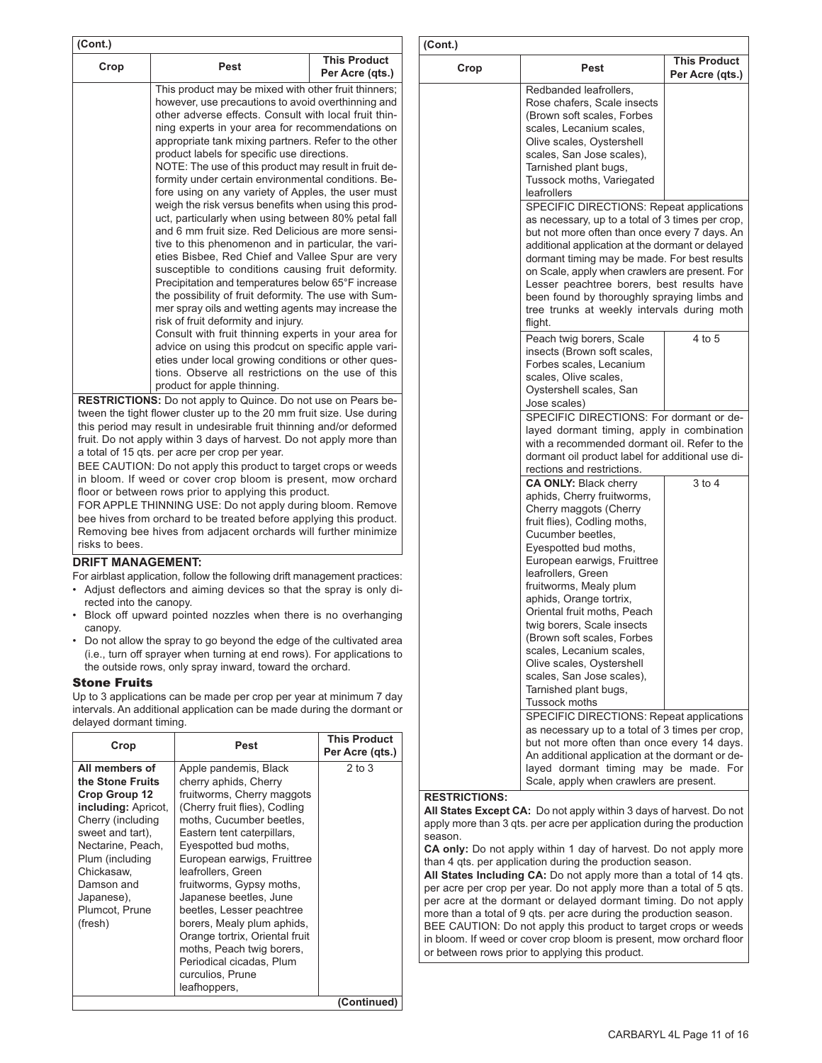**(Cont.)**

| Crop | Pest | This Product Per Acre (qts.) |
|---|---|---|
| | This product may be mixed with other fruit thinners; however, use precautions to avoid overthinning and other adverse effects. Consult with local fruit thinning experts in your area for recommendations on appropriate tank mixing partners. Refer to the other product labels for specific use directions. NOTE: The use of this product may result in fruit deformity under certain environmental conditions. Before using on any variety of Apples, the user must weigh the risk versus benefits when using this product, particularly when using between 80% petal fall and 6 mm fruit size. Red Delicious are more sensitive to this phenomenon and in particular, the varieties Bisbee, Red Chief and Vallee Spur are very susceptible to conditions causing fruit deformity. Precipitation and temperatures below 65°F increase the possibility of fruit deformity. The use with Summer spray oils and wetting agents may increase the risk of fruit deformity and injury. Consult with fruit thinning experts in your area for advice on using this prodcut on specific apple varieties under local growing conditions or other questions. Observe all restrictions on the use of this product for apple thinning. | |

**RESTRICTIONS:** Do not apply to Quince. Do not use on Pears between the tight flower cluster up to the 20 mm fruit size. Use during this period may result in undesirable fruit thinning and/or deformed fruit. Do not apply within 3 days of harvest. Do not apply more than a total of 15 qts. per acre per crop per year.

BEE CAUTION: Do not apply this product to target crops or weeds in bloom. If weed or cover crop bloom is present, mow orchard floor or between rows prior to applying this product.

FOR APPLE THINNING USE: Do not apply during bloom. Remove bee hives from orchard to be treated before applying this product. Removing bee hives from adjacent orchards will further minimize risks to bees.

**DRIFT MANAGEMENT:**

For airblast application, follow the following drift management practices:

- Adjust deflectors and aiming devices so that the spray is only directed into the canopy.
- Block off upward pointed nozzles when there is no overhanging canopy.
- Do not allow the spray to go beyond the edge of the cultivated area (i.e., turn off sprayer when turning at end rows). For applications to the outside rows, only spray inward, toward the orchard.

## Stone Fruits

Up to 3 applications can be made per crop per year at minimum 7 day intervals. An additional application can be made during the dormant or delayed dormant timing.

| Crop | Pest | This Product Per Acre (qts.) |
|---|---|---|
| **All members of the Stone Fruits Crop Group 12 including:** Apricot, Cherry (including sweet and tart), Nectarine, Peach, Plum (including Chickasaw, Damson and Japanese), Plumcot, Prune (fresh) | Apple pandemis, Black cherry aphids, Cherry fruitworms, Cherry maggots (Cherry fruit flies), Codling moths, Cucumber beetles, Eastern tent caterpillars, Eyespotted bud moths, European earwigs, Fruittree leafrollers, Green fruitworms, Gypsy moths, Japanese beetles, June beetles, Lesser peachtree borers, Mealy plum aphids, Orange tortrix, Oriental fruit moths, Peach twig borers, Periodical cicadas, Plum curculios, Prune leafhoppers, Redbanded leafrollers, Rose chafers, Scale insects (Brown soft scales, Forbes scales, Lecanium scales, Olive scales, Oystershell scales, San Jose scales), Tarnished plant bugs, Tussock moths, Variegated leafrollers | 2 to 3 |
| | SPECIFIC DIRECTIONS: Repeat applications as necessary, up to a total of 3 times per crop, but not more often than once every 7 days. An additional application at the dormant or delayed dormant timing may be made. For best results on Scale, apply when crawlers are present. For Lesser peachtree borers, best results have been found by thoroughly spraying limbs and tree trunks at weekly intervals during moth flight. | |
| | Peach twig borers, Scale insects (Brown soft scales, Forbes scales, Lecanium scales, Olive scales, Oystershell scales, San Jose scales) | 4 to 5 |
| | SPECIFIC DIRECTIONS: For dormant or delayed dormant timing, apply in combination with a recommended dormant oil. Refer to the dormant oil product label for additional use directions and restrictions. | |
| | **CA ONLY:** Black cherry aphids, Cherry fruitworms, Cherry maggots (Cherry fruit flies), Codling moths, Cucumber beetles, Eyespotted bud moths, European earwigs, Fruittree leafrollers, Green fruitworms, Mealy plum aphids, Orange tortrix, Oriental fruit moths, Peach twig borers, Scale insects (Brown soft scales, Forbes scales, Lecanium scales, Olive scales, Oystershell scales, San Jose scales), Tarnished plant bugs, Tussock moths | 3 to 4 |
| | SPECIFIC DIRECTIONS: Repeat applications as necessary up to a total of 3 times per crop, but not more often than once every 14 days. An additional application at the dormant or delayed dormant timing may be made. For Scale, apply when crawlers are present. | |

**RESTRICTIONS:**

**All States Except CA:** Do not apply within 3 days of harvest. Do not apply more than 3 qts. per acre per application during the production season.

**CA only:** Do not apply within 1 day of harvest. Do not apply more than 4 qts. per application during the production season.

**All States Including CA:** Do not apply more than a total of 14 qts. per acre per crop per year. Do not apply more than a total of 5 qts. per acre at the dormant or delayed dormant timing. Do not apply more than a total of 9 qts. per acre during the production season.

BEE CAUTION: Do not apply this product to target crops or weeds in bloom. If weed or cover crop bloom is present, mow orchard floor or between rows prior to applying this product.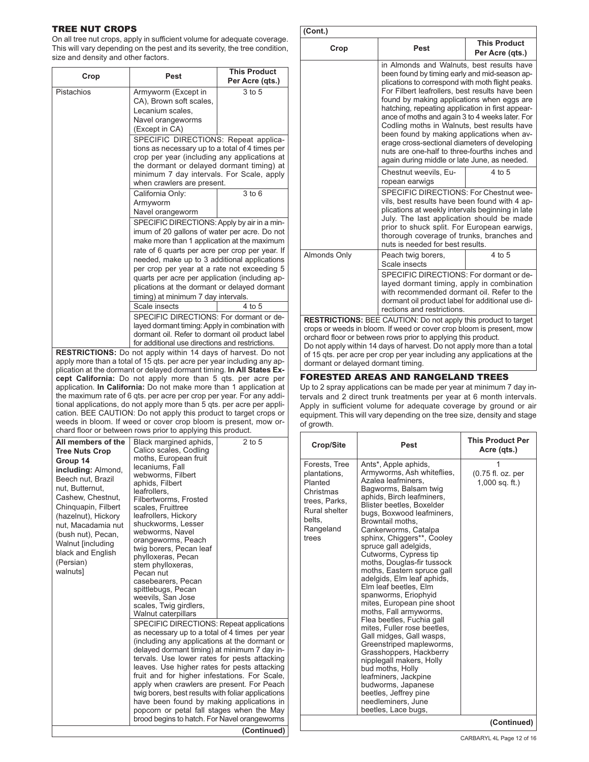## TREE NUT CROPS

On all tree nut crops, apply in sufficient volume for adequate coverage. This will vary depending on the pest and its severity, the tree condition, size and density and other factors.

| Crop | Pest | This Product Per Acre (qts.) |
|---|---|---|
| Pistachios | Armyworm (Except in CA), Brown soft scales, Lecanium scales, Navel orangeworms (Except in CA) | 3 to 5 |
| | SPECIFIC DIRECTIONS: Repeat applications as necessary up to a total of 4 times per crop per year (including any applications at the dormant or delayed dormant timing) at minimum 7 day intervals. For Scale, apply when crawlers are present. | |
| | California Only: Armyworm Navel orangeworm | 3 to 6 |
| | SPECIFIC DIRECTIONS: Apply by air in a minimum of 20 gallons of water per acre. Do not make more than 1 application at the maximum rate of 6 quarts per acre per crop per year. If needed, make up to 3 additional applications per crop per year at a rate not exceeding 5 quarts per acre per application (including applications at the dormant or delayed dormant timing) at minimum 7 day intervals. | |
| | Scale insects | 4 to 5 |
| | SPECIFIC DIRECTIONS: For dormant or delayed dormant timing: Apply in combination with dormant oil. Refer to dormant oil product label for additional use directions and restrictions. | |

**RESTRICTIONS:** Do not apply within 14 days of harvest. Do not apply more than a total of 15 qts. per acre per year including any application at the dormant or delayed dormant timing. **In All States Except California:** Do not apply more than 5 qts. per acre per application. **In California:** Do not make more than 1 application at the maximum rate of 6 qts. per acre per crop per year. For any additional applications, do not apply more than 5 qts. per acre per application. BEE CAUTION: Do not apply this product to target crops or weeds in bloom. If weed or cover crop bloom is present, mow orchard floor or between rows prior to applying this product.

| Crop | Pest | This Product Per Acre (qts.) |
|---|---|---|
| **All members of the Tree Nuts Crop Group 14 including:** Almond, Beech nut, Brazil nut, Butternut, Cashew, Chestnut, Chinquapin, Filbert (hazelnut), Hickory nut, Macadamia nut (bush nut), Pecan, Walnut [including black and English (Persian) walnuts] | Black margined aphids, Calico scales, Codling moths, European fruit lecaniums, Fall webworms, Filbert aphids, Filbert leafrollers, Filbertworms, Frosted scales, Fruittree leafrollers, Hickory shuckworms, Lesser webworms, Navel orangeworms, Peach twig borers, Pecan leaf phylloxeras, Pecan stem phylloxeras, Pecan nut casebearers, Pecan spittlebugs, Pecan weevils, San Jose scales, Twig girdlers, Walnut caterpillars | 2 to 5 |
| | SPECIFIC DIRECTIONS: Repeat applications as necessary up to a total of 4 times per year (including any applications at the dormant or delayed dormant timing) at minimum 7 day intervals. Use lower rates for pests attacking leaves. Use higher rates for pests attacking fruit and for higher infestations. For Scale, apply when crawlers are present. For Peach twig borers, best results with foliar applications have been found by making applications in popcorn or petal fall stages when the May brood begins to hatch. For Navel orangeworms in Almonds and Walnuts, best results have been found by timing early and mid-season applications to correspond with moth flight peaks. For Filbert leafrollers, best results have been found by making applications when eggs are hatching, repeating application in first appearance of moths and again 3 to 4 weeks later. For Codling moths in Walnuts, best results have been found by making applications when average cross-sectional diameters of developing nuts are one-half to three-fourths inches and again during middle or late June, as needed. | |
| | Chestnut weevils, European earwigs | 4 to 5 |
| | SPECIFIC DIRECTIONS: For Chestnut weevils, best results have been found with 4 applications at weekly intervals beginning in late July. The last application should be made prior to shuck split. For European earwigs, thorough coverage of trunks, branches and nuts is needed for best results. | |
| Almonds Only | Peach twig borers, Scale insects | 4 to 5 |
| | SPECIFIC DIRECTIONS: For dormant or delayed dormant timing, apply in combination with recommended dormant oil. Refer to the dormant oil product label for additional use directions and restrictions. | |

**RESTRICTIONS:** BEE CAUTION: Do not apply this product to target crops or weeds in bloom. If weed or cover crop bloom is present, mow orchard floor or between rows prior to applying this product.
Do not apply within 14 days of harvest. Do not apply more than a total of 15 qts. per acre per crop per year including any applications at the dormant or delayed dormant timing.

## FORESTED AREAS AND RANGELAND TREES

Up to 2 spray applications can be made per year at minimum 7 day intervals and 2 direct trunk treatments per year at 6 month intervals. Apply in sufficient volume for adequate coverage by ground or air equipment. This will vary depending on the tree size, density and stage of growth.

| Crop/Site | Pest | This Product Per Acre (qts.) |
|---|---|---|
| Forests, Tree plantations, Planted Christmas trees, Parks, Rural shelter belts, Rangeland trees | Ants*, Apple aphids, Armyworms, Ash whiteflies, Azalea leafminers, Bagworms, Balsam twig aphids, Birch leafminers, Blister beetles, Boxelder bugs, Boxwood leafminers, Browntail moths, Cankerworms, Catalpa sphinx, Chiggers**, Cooley spruce gall adelgids, Cutworms, Cypress tip moths, Douglas-fir tussock moths, Eastern spruce gall adelgids, Elm leaf aphids, Elm leaf beetles, Elm spanworms, Eriophyid mites, European pine shoot moths, Fall armyworms, Flea beetles, Fuchia gall mites, Fuller rose beetles, Gall midges, Gall wasps, Greenstriped mapleworms, Grasshoppers, Hackberry nipplegall makers, Holly bud moths, Holly leafminers, Jackpine budworms, Japanese beetles, Jeffrey pine needleminers, June beetles, Lace bugs, | 1 (0.75 fl. oz. per 1,000 sq. ft.) |

(Continued)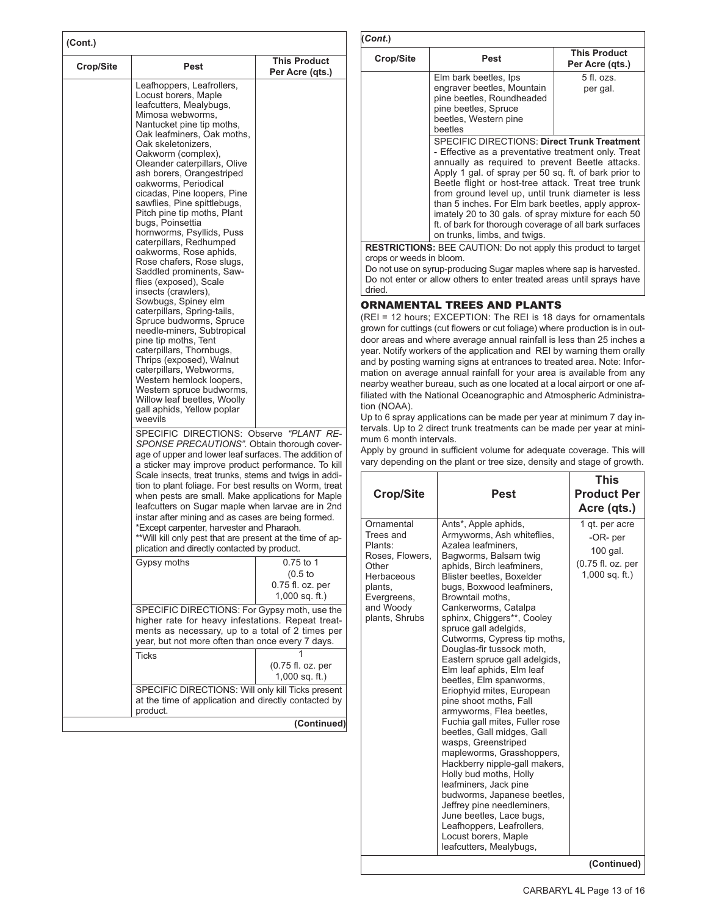(Cont.)

| Crop/Site | Pest | This Product Per Acre (qts.) |
|---|---|---|
| | Leafhoppers, Leafrollers, Locust borers, Maple leafcutters, Mealybugs, Mimosa webworms, Nantucket pine tip moths, Oak leafminers, Oak moths, Oak skeletonizers, Oakworm (complex), Oleander caterpillars, Olive ash borers, Orangestriped oakworms, Periodical cicadas, Pine loopers, Pine sawflies, Pine spittlebugs, Pitch pine tip moths, Plant bugs, Poinsettia hornworms, Psyllids, Puss caterpillars, Redhumped oakworms, Rose aphids, Rose chafers, Rose slugs, Saddled prominents, Sawflies (exposed), Scale insects (crawlers), Sowbugs, Spiney elm caterpillars, Spring-tails, Spruce budworms, Spruce needle-miners, Subtropical pine tip moths, Tent caterpillars, Thornbugs, Thrips (exposed), Walnut caterpillars, Webworms, Western hemlock loopers, Western spruce budworms, Willow leaf beetles, Woolly gall aphids, Yellow poplar weevils | |
| | SPECIFIC DIRECTIONS: Observe *"PLANT RESPONSE PRECAUTIONS"*. Obtain thorough coverage of upper and lower leaf surfaces. The addition of a sticker may improve product performance. To kill Scale insects, treat trunks, stems and twigs in addition to plant foliage. For best results on Worm, treat when pests are small. Make applications for Maple leafcutters on Sugar maple when larvae are in 2nd instar after mining and as cases are being formed. *Except carpenter, harvester and Pharaoh. **Will kill only pest that are present at the time of application and directly contacted by product. | |
| | Gypsy moths | 0.75 to 1 (0.5 to 0.75 fl. oz. per 1,000 sq. ft.) |
| | SPECIFIC DIRECTIONS: For Gypsy moth, use the higher rate for heavy infestations. Repeat treatments as necessary, up to a total of 2 times per year, but not more often than once every 7 days. | |
| | Ticks | 1 (0.75 fl. oz. per 1,000 sq. ft.) |
| | SPECIFIC DIRECTIONS: Will only kill Ticks present at the time of application and directly contacted by product. | |

(Continued)

(*Cont.*)

| Crop/Site | Pest | This Product Per Acre (qts.) |
|---|---|---|
| | Elm bark beetles, Ips engraver beetles, Mountain pine beetles, Roundheaded pine beetles, Spruce beetles, Western pine beetles | 5 fl. ozs. per gal. |
| | SPECIFIC DIRECTIONS: **Direct Trunk Treatment -** Effective as a preventative treatment only. Treat annually as required to prevent Beetle attacks. Apply 1 gal. of spray per 50 sq. ft. of bark prior to Beetle flight or host-tree attack. Treat tree trunk from ground level up, until trunk diameter is less than 5 inches. For Elm bark beetles, apply approximately 20 to 30 gals. of spray mixture for each 50 ft. of bark for thorough coverage of all bark surfaces on trunks, limbs, and twigs. | |

**RESTRICTIONS:** BEE CAUTION: Do not apply this product to target crops or weeds in bloom.
Do not use on syrup-producing Sugar maples where sap is harvested.
Do not enter or allow others to enter treated areas until sprays have dried.

## ORNAMENTAL TREES AND PLANTS

(REI = 12 hours; EXCEPTION: The REI is 18 days for ornamentals grown for cuttings (cut flowers or cut foliage) where production is in outdoor areas and where average annual rainfall is less than 25 inches a year. Notify workers of the application and REI by warning them orally and by posting warning signs at entrances to treated area. Note: Information on average annual rainfall for your area is available from any nearby weather bureau, such as one located at a local airport or one affiliated with the National Oceanographic and Atmospheric Administration (NOAA).

Up to 6 spray applications can be made per year at minimum 7 day intervals. Up to 2 direct trunk treatments can be made per year at minimum 6 month intervals.

Apply by ground in sufficient volume for adequate coverage. This will vary depending on the plant or tree size, density and stage of growth.

| Crop/Site | Pest | This Product Per Acre (qts.) |
|---|---|---|
| Ornamental Trees and Plants: Roses, Flowers, Other Herbaceous plants, Evergreens, and Woody plants, Shrubs | Ants*, Apple aphids, Armyworms, Ash whiteflies, Azalea leafminers, Bagworms, Balsam twig aphids, Birch leafminers, Blister beetles, Boxelder bugs, Boxwood leafminers, Browntail moths, Cankerworms, Catalpa sphinx, Chiggers**, Cooley spruce gall adelgids, Cutworms, Cypress tip moths, Douglas-fir tussock moth, Eastern spruce gall adelgids, Elm leaf aphids, Elm leaf beetles, Elm spanworms, Eriophyid mites, European pine shoot moths, Fall armyworms, Flea beetles, Fuchia gall mites, Fuller rose beetles, Gall midges, Gall wasps, Greenstriped mapleworms, Grasshoppers, Hackberry nipple-gall makers, Holly bud moths, Holly leafminers, Jack pine budworms, Japanese beetles, Jeffrey pine needleminers, June beetles, Lace bugs, Leafhoppers, Leafrollers, Locust borers, Maple leafcutters, Mealybugs, | 1 qt. per acre -OR- per 100 gal. (0.75 fl. oz. per 1,000 sq. ft.) |

(Continued)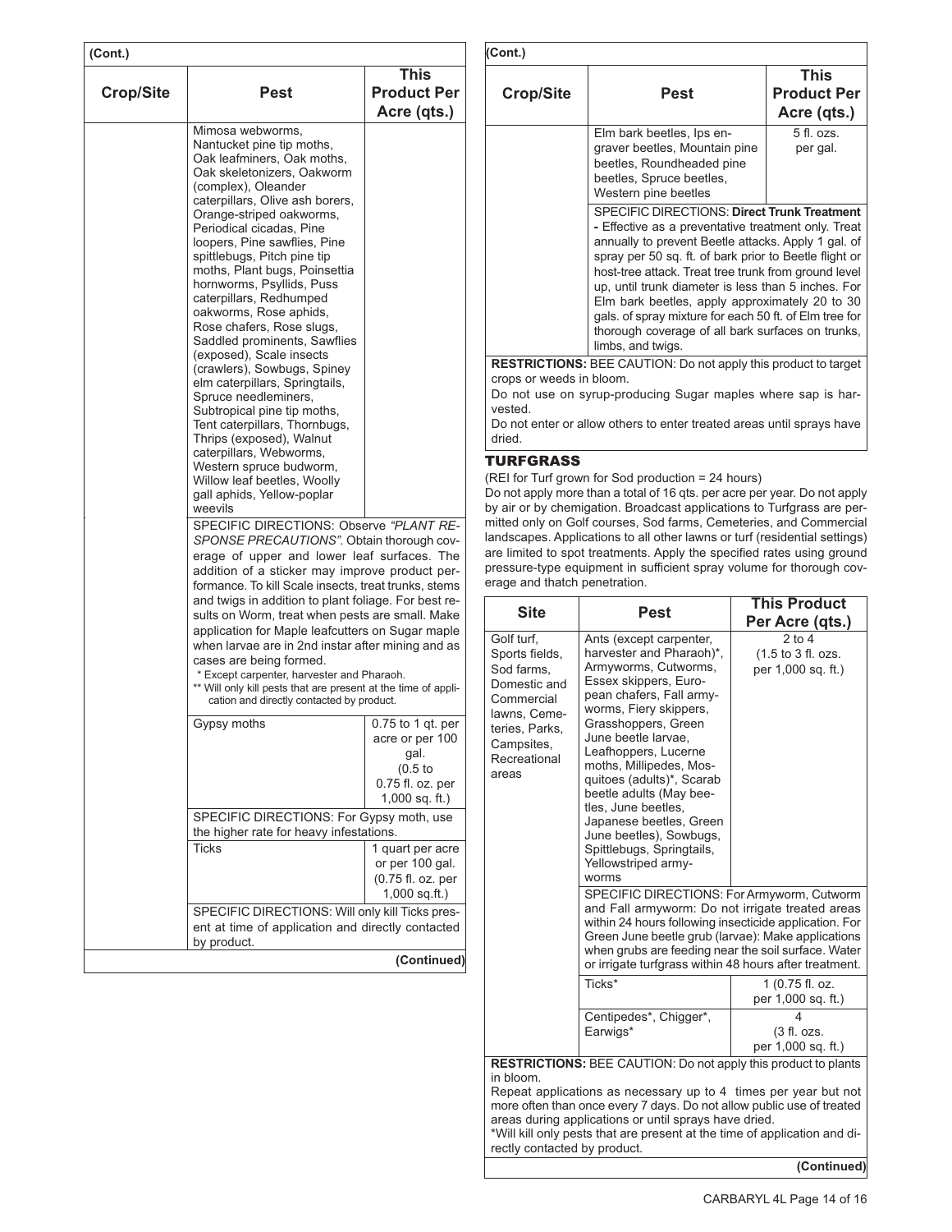(Cont.)

| Crop/Site | Pest | This Product Per Acre (qts.) |
|---|---|---|
| | Mimosa webworms, Nantucket pine tip moths, Oak leafminers, Oak moths, Oak skeletonizers, Oakworm (complex), Oleander caterpillars, Olive ash borers, Orange-striped oakworms, Periodical cicadas, Pine loopers, Pine sawflies, Pine spittlebugs, Pitch pine tip moths, Plant bugs, Poinsettia hornworms, Psyllids, Puss caterpillars, Redhumped oakworms, Rose aphids, Rose chafers, Rose slugs, Saddled prominents, Sawflies (exposed), Scale insects (crawlers), Sowbugs, Spiney elm caterpillars, Springtails, Spruce needleminers, Subtropical pine tip moths, Tent caterpillars, Thornbugs, Thrips (exposed), Walnut caterpillars, Webworms, Western spruce budworm, Willow leaf beetles, Woolly gall aphids, Yellow-poplar weevils | |
| | SPECIFIC DIRECTIONS: Observe *"PLANT RESPONSE PRECAUTIONS"*. Obtain thorough coverage of upper and lower leaf surfaces. The addition of a sticker may improve product performance. To kill Scale insects, treat trunks, stems and twigs in addition to plant foliage. For best results on Worm, treat when pests are small. Make application for Maple leafcutters on Sugar maple when larvae are in 2nd instar after mining and as cases are being formed.<br>* Except carpenter, harvester and Pharaoh.<br>** Will only kill pests that are present at the time of application and directly contacted by product. | |
| | Gypsy moths | 0.75 to 1 qt. per acre or per 100 gal. (0.5 to 0.75 fl. oz. per 1,000 sq. ft.) |
| | SPECIFIC DIRECTIONS: For Gypsy moth, use the higher rate for heavy infestations. | |
| | Ticks | 1 quart per acre or per 100 gal. (0.75 fl. oz. per 1,000 sq.ft.) |
| | SPECIFIC DIRECTIONS: Will only kill Ticks present at time of application and directly contacted by product. | |

(Continued)

(Cont.)

| Crop/Site | Pest | This Product Per Acre (qts.) |
|---|---|---|
| | Elm bark beetles, Ips engraver beetles, Mountain pine beetles, Roundheaded pine beetles, Spruce beetles, Western pine beetles | 5 fl. ozs. per gal. |
| | SPECIFIC DIRECTIONS: **Direct Trunk Treatment -** Effective as a preventative treatment only. Treat annually to prevent Beetle attacks. Apply 1 gal. of spray per 50 sq. ft. of bark prior to Beetle flight or host-tree attack. Treat tree trunk from ground level up, until trunk diameter is less than 5 inches. For Elm bark beetles, apply approximately 20 to 30 gals. of spray mixture for each 50 ft. of Elm tree for thorough coverage of all bark surfaces on trunks, limbs, and twigs. | |

**RESTRICTIONS:** BEE CAUTION: Do not apply this product to target crops or weeds in bloom.
Do not use on syrup-producing Sugar maples where sap is harvested.
Do not enter or allow others to enter treated areas until sprays have dried.

## TURFGRASS

(REI for Turf grown for Sod production = 24 hours)
Do not apply more than a total of 16 qts. per acre per year. Do not apply by air or by chemigation. Broadcast applications to Turfgrass are permitted only on Golf courses, Sod farms, Cemeteries, and Commercial landscapes. Applications to all other lawns or turf (residential settings) are limited to spot treatments. Apply the specified rates using ground pressure-type equipment in sufficient spray volume for thorough coverage and thatch penetration.

| Site | Pest | This Product Per Acre (qts.) |
|---|---|---|
| Golf turf, Sports fields, Sod farms, Domestic and Commercial lawns, Cemeteries, Parks, Campsites, Recreational areas | Ants (except carpenter, harvester and Pharaoh)*, Armyworms, Cutworms, Essex skippers, European chafers, Fall armyworms, Fiery skippers, Grasshoppers, Green June beetle larvae, Leafhoppers, Lucerne moths, Millipedes, Mosquitoes (adults)*, Scarab beetle adults (May beetles, June beetles, Japanese beetles, Green June beetles), Sowbugs, Spittlebugs, Springtails, Yellowstriped armyworms | 2 to 4 (1.5 to 3 fl. ozs. per 1,000 sq. ft.) |
| | SPECIFIC DIRECTIONS: For Armyworm, Cutworm and Fall armyworm: Do not irrigate treated areas within 24 hours following insecticide application. For Green June beetle grub (larvae): Make applications when grubs are feeding near the soil surface. Water or irrigate turfgrass within 48 hours after treatment. | |
| | Ticks* | 1 (0.75 fl. oz. per 1,000 sq. ft.) |
| | Centipedes*, Chigger*, Earwigs* | 4 (3 fl. ozs. per 1,000 sq. ft.) |

**RESTRICTIONS:** BEE CAUTION: Do not apply this product to plants in bloom.
Repeat applications as necessary up to 4 times per year but not more often than once every 7 days. Do not allow public use of treated areas during applications or until sprays have dried.
*Will kill only pests that are present at the time of application and directly contacted by product.

(Continued)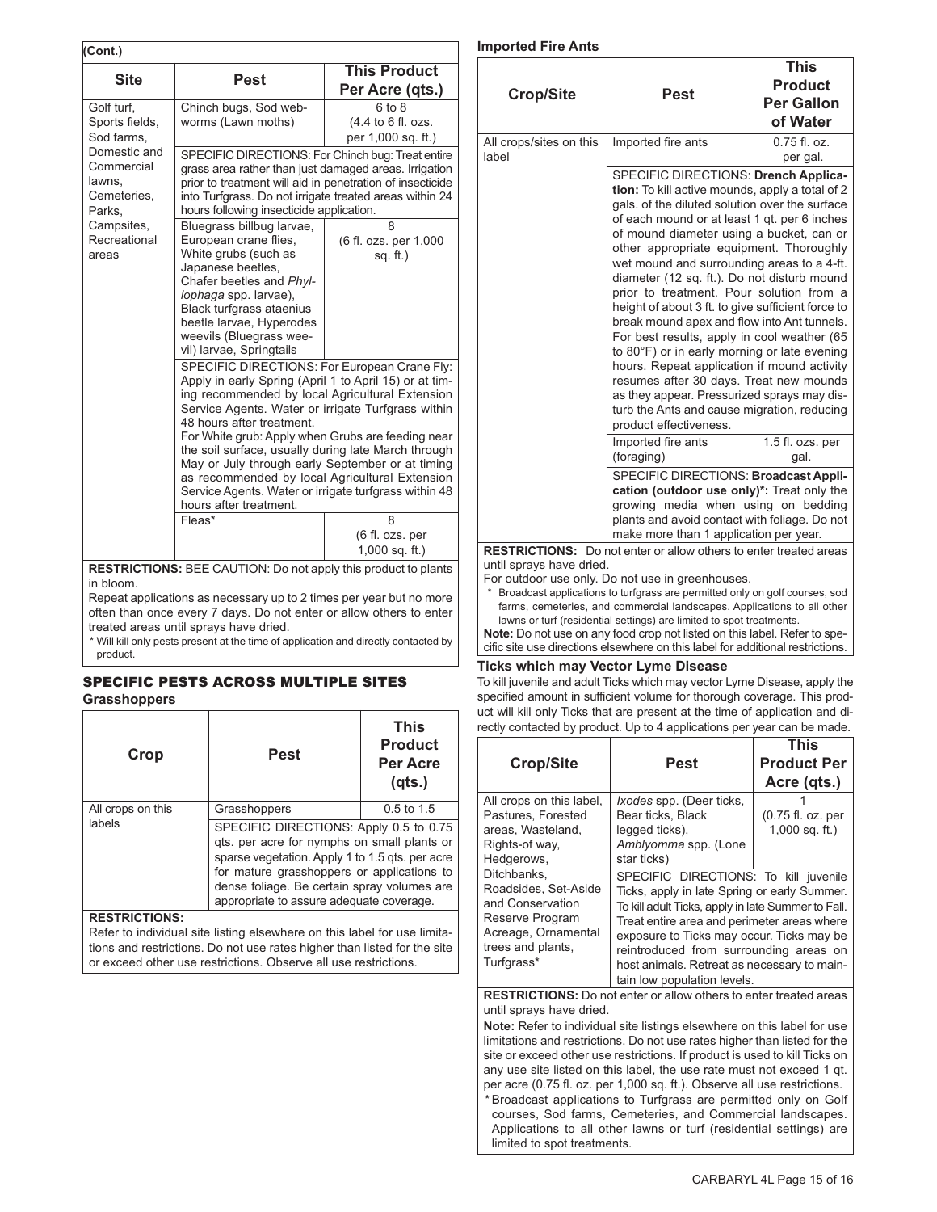**(Cont.)**

| Site | Pest | This Product Per Acre (qts.) |
|---|---|---|
| Golf turf, Sports fields, Sod farms, Domestic and Commercial lawns, Cemeteries, Parks, Campsites, Recreational areas | Chinch bugs, Sod webworms (Lawn moths) | 6 to 8 (4.4 to 6 fl. ozs. per 1,000 sq. ft.) |
| | SPECIFIC DIRECTIONS: For Chinch bug: Treat entire grass area rather than just damaged areas. Irrigation prior to treatment will aid in penetration of insecticide into Turfgrass. Do not irrigate treated areas within 24 hours following insecticide application. | |
| | Bluegrass billbug larvae, European crane flies, White grubs (such as Japanese beetles, Chafer beetles and *Phyllophaga* spp. larvae), Black turfgrass ataenius beetle larvae, Hyperodes weevils (Bluegrass weevil) larvae, Springtails | 8 (6 fl. ozs. per 1,000 sq. ft.) |
| | SPECIFIC DIRECTIONS: For European Crane Fly: Apply in early Spring (April 1 to April 15) or at timing recommended by local Agricultural Extension Service Agents. Water or irrigate Turfgrass within 48 hours after treatment. For White grub: Apply when Grubs are feeding near the soil surface, usually during late March through May or July through early September or at timing as recommended by local Agricultural Extension Service Agents. Water or irrigate turfgrass within 48 hours after treatment. | |
| | Fleas* | 8 (6 fl. ozs. per 1,000 sq. ft.) |

**RESTRICTIONS:** BEE CAUTION: Do not apply this product to plants in bloom.

Repeat applications as necessary up to 2 times per year but no more often than once every 7 days. Do not enter or allow others to enter treated areas until sprays have dried.

\* Will kill only pests present at the time of application and directly contacted by product.

## SPECIFIC PESTS ACROSS MULTIPLE SITES

### Grasshoppers

| Crop | Pest | This Product Per Acre (qts.) |
|---|---|---|
| All crops on this labels | Grasshoppers | 0.5 to 1.5 |
| | SPECIFIC DIRECTIONS: Apply 0.5 to 0.75 qts. per acre for nymphs on small plants or sparse vegetation. Apply 1 to 1.5 qts. per acre for mature grasshoppers or applications to dense foliage. Be certain spray volumes are appropriate to assure adequate coverage. | |

**RESTRICTIONS:**

Refer to individual site listing elsewhere on this label for use limitations and restrictions. Do not use rates higher than listed for the site or exceed other use restrictions. Observe all use restrictions.

### Imported Fire Ants

| Crop/Site | Pest | This Product Per Gallon of Water |
|---|---|---|
| All crops/sites on this label | Imported fire ants | 0.75 fl. oz. per gal. |
| | SPECIFIC DIRECTIONS: **Drench Application:** To kill active mounds, apply a total of 2 gals. of the diluted solution over the surface of each mound or at least 1 qt. per 6 inches of mound diameter using a bucket, can or other appropriate equipment. Thoroughly wet mound and surrounding areas to a 4-ft. diameter (12 sq. ft.). Do not disturb mound prior to treatment. Pour solution from a height of about 3 ft. to give sufficient force to break mound apex and flow into Ant tunnels. For best results, apply in cool weather (65 to 80°F) or in early morning or late evening hours. Repeat application if mound activity resumes after 30 days. Treat new mounds as they appear. Pressurized sprays may disturb the Ants and cause migration, reducing product effectiveness. | |
| | Imported fire ants (foraging) | 1.5 fl. ozs. per gal. |
| | SPECIFIC DIRECTIONS: **Broadcast Application (outdoor use only)\*:** Treat only the growing media when using on bedding plants and avoid contact with foliage. Do not make more than 1 application per year. | |

**RESTRICTIONS:** Do not enter or allow others to enter treated areas until sprays have dried.

For outdoor use only. Do not use in greenhouses.

\* Broadcast applications to turfgrass are permitted only on golf courses, sod farms, cemeteries, and commercial landscapes. Applications to all other lawns or turf (residential settings) are limited to spot treatments.

**Note:** Do not use on any food crop not listed on this label. Refer to specific site use directions elsewhere on this label for additional restrictions.

### Ticks which may Vector Lyme Disease

To kill juvenile and adult Ticks which may vector Lyme Disease, apply the specified amount in sufficient volume for thorough coverage. This product will kill only Ticks that are present at the time of application and directly contacted by product. Up to 4 applications per year can be made.

| Crop/Site | Pest | This Product Per Acre (qts.) |
|---|---|---|
| All crops on this label, Pastures, Forested areas, Wasteland, Rights-of way, Hedgerows, Ditchbanks, Roadsides, Set-Aside and Conservation Reserve Program Acreage, Ornamental trees and plants, Turfgrass* | *Ixodes* spp. (Deer ticks, Bear ticks, Black legged ticks), *Amblyomma* spp. (Lone star ticks) | 1 (0.75 fl. oz. per 1,000 sq. ft.) |
| | SPECIFIC DIRECTIONS: To kill juvenile Ticks, apply in late Spring or early Summer. To kill adult Ticks, apply in late Summer to Fall. Treat entire area and perimeter areas where exposure to Ticks may occur. Ticks may be reintroduced from surrounding areas on host animals. Retreat as necessary to maintain low population levels. | |

**RESTRICTIONS:** Do not enter or allow others to enter treated areas until sprays have dried.

**Note:** Refer to individual site listings elsewhere on this label for use limitations and restrictions. Do not use rates higher than listed for the site or exceed other use restrictions. If product is used to kill Ticks on any use site listed on this label, the use rate must not exceed 1 qt. per acre (0.75 fl. oz. per 1,000 sq. ft.). Observe all use restrictions.

\* Broadcast applications to Turfgrass are permitted only on Golf courses, Sod farms, Cemeteries, and Commercial landscapes. Applications to all other lawns or turf (residential settings) are limited to spot treatments.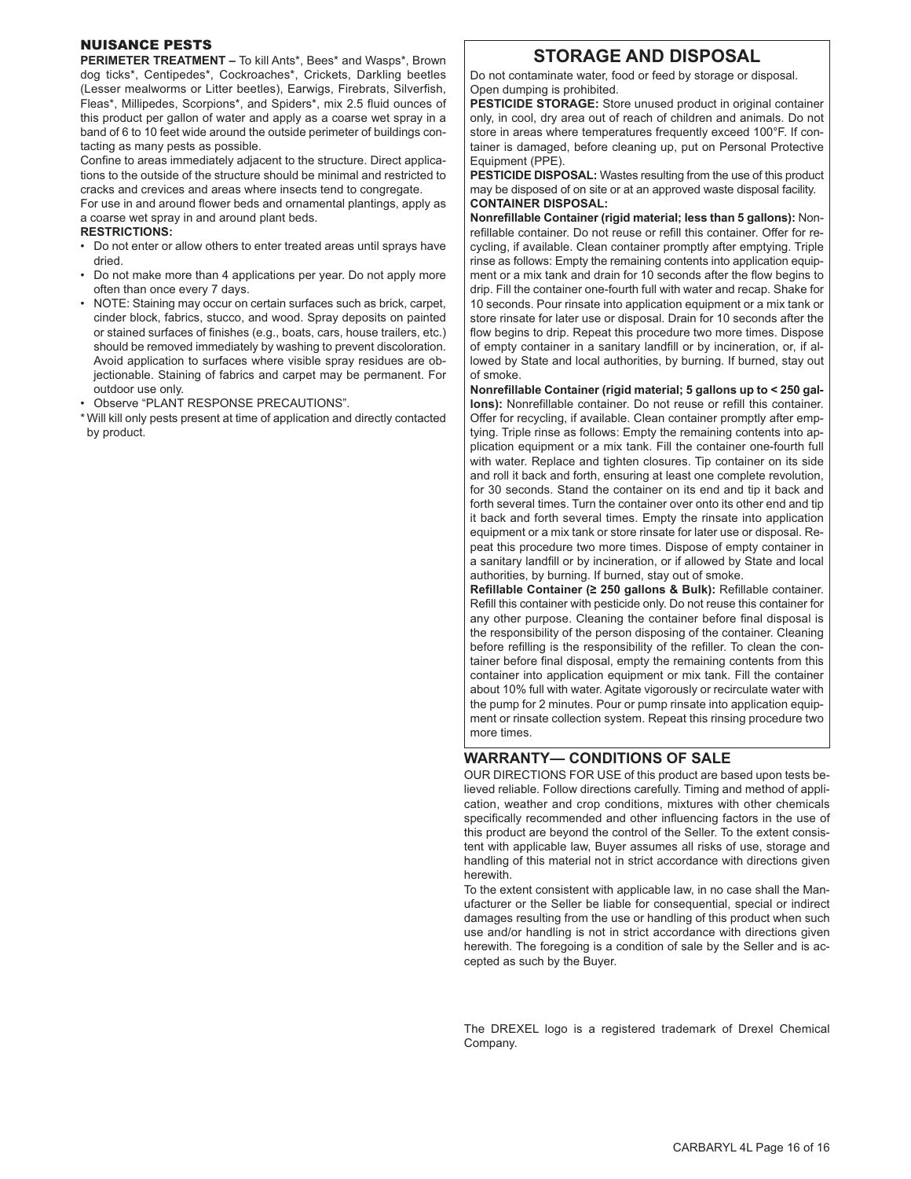### NUISANCE PESTS

**PERIMETER TREATMENT –** To kill Ants*, Bees* and Wasps*, Brown dog ticks*, Centipedes*, Cockroaches*, Crickets, Darkling beetles (Lesser mealworms or Litter beetles), Earwigs, Firebrats, Silverfish, Fleas*, Millipedes, Scorpions*, and Spiders*, mix 2.5 fluid ounces of this product per gallon of water and apply as a coarse wet spray in a band of 6 to 10 feet wide around the outside perimeter of buildings contacting as many pests as possible.

Confine to areas immediately adjacent to the structure. Direct applications to the outside of the structure should be minimal and restricted to cracks and crevices and areas where insects tend to congregate.

For use in and around flower beds and ornamental plantings, apply as a coarse wet spray in and around plant beds.

**RESTRICTIONS:**

- Do not enter or allow others to enter treated areas until sprays have dried.
- Do not make more than 4 applications per year. Do not apply more often than once every 7 days.
- NOTE: Staining may occur on certain surfaces such as brick, carpet, cinder block, fabrics, stucco, and wood. Spray deposits on painted or stained surfaces of finishes (e.g., boats, cars, house trailers, etc.) should be removed immediately by washing to prevent discoloration. Avoid application to surfaces where visible spray residues are objectionable. Staining of fabrics and carpet may be permanent. For outdoor use only.
- Observe "PLANT RESPONSE PRECAUTIONS".

\* Will kill only pests present at time of application and directly contacted by product.

## STORAGE AND DISPOSAL

Do not contaminate water, food or feed by storage or disposal. Open dumping is prohibited.

**PESTICIDE STORAGE:** Store unused product in original container only, in cool, dry area out of reach of children and animals. Do not store in areas where temperatures frequently exceed 100°F. If container is damaged, before cleaning up, put on Personal Protective Equipment (PPE).

**PESTICIDE DISPOSAL:** Wastes resulting from the use of this product may be disposed of on site or at an approved waste disposal facility.

**CONTAINER DISPOSAL:**

**Nonrefillable Container (rigid material; less than 5 gallons):** Nonrefillable container. Do not reuse or refill this container. Offer for recycling, if available. Clean container promptly after emptying. Triple rinse as follows: Empty the remaining contents into application equipment or a mix tank and drain for 10 seconds after the flow begins to drip. Fill the container one-fourth full with water and recap. Shake for 10 seconds. Pour rinsate into application equipment or a mix tank or store rinsate for later use or disposal. Drain for 10 seconds after the flow begins to drip. Repeat this procedure two more times. Dispose of empty container in a sanitary landfill or by incineration, or, if allowed by State and local authorities, by burning. If burned, stay out of smoke.

**Nonrefillable Container (rigid material; 5 gallons up to < 250 gallons):** Nonrefillable container. Do not reuse or refill this container. Offer for recycling, if available. Clean container promptly after emptying. Triple rinse as follows: Empty the remaining contents into application equipment or a mix tank. Fill the container one-fourth full with water. Replace and tighten closures. Tip container on its side and roll it back and forth, ensuring at least one complete revolution, for 30 seconds. Stand the container on its end and tip it back and forth several times. Turn the container over onto its other end and tip it back and forth several times. Empty the rinsate into application equipment or a mix tank or store rinsate for later use or disposal. Repeat this procedure two more times. Dispose of empty container in a sanitary landfill or by incineration, or if allowed by State and local authorities, by burning. If burned, stay out of smoke.

**Refillable Container (≥ 250 gallons & Bulk):** Refillable container. Refill this container with pesticide only. Do not reuse this container for any other purpose. Cleaning the container before final disposal is the responsibility of the person disposing of the container. Cleaning before refilling is the responsibility of the refiller. To clean the container before final disposal, empty the remaining contents from this container into application equipment or mix tank. Fill the container about 10% full with water. Agitate vigorously or recirculate water with the pump for 2 minutes. Pour or pump rinsate into application equipment or rinsate collection system. Repeat this rinsing procedure two more times.

## WARRANTY— CONDITIONS OF SALE

OUR DIRECTIONS FOR USE of this product are based upon tests believed reliable. Follow directions carefully. Timing and method of application, weather and crop conditions, mixtures with other chemicals specifically recommended and other influencing factors in the use of this product are beyond the control of the Seller. To the extent consistent with applicable law, Buyer assumes all risks of use, storage and handling of this material not in strict accordance with directions given herewith.

To the extent consistent with applicable law, in no case shall the Manufacturer or the Seller be liable for consequential, special or indirect damages resulting from the use or handling of this product when such use and/or handling is not in strict accordance with directions given herewith. The foregoing is a condition of sale by the Seller and is accepted as such by the Buyer.

The DREXEL logo is a registered trademark of Drexel Chemical Company.